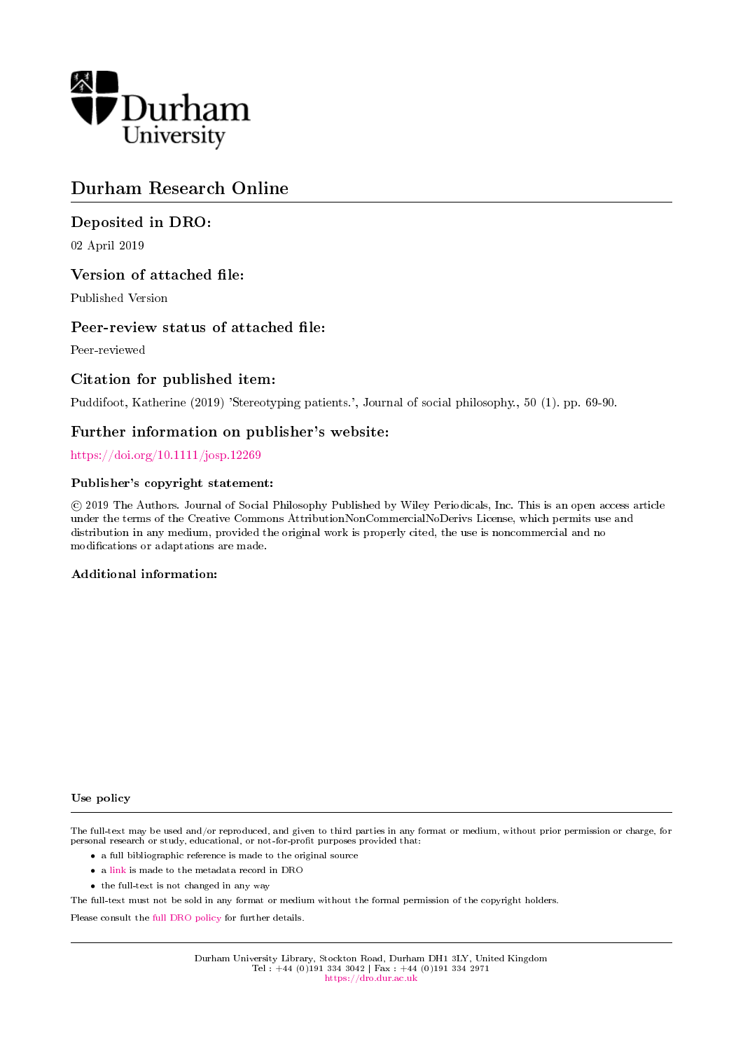Durham University

# Durham Research Online

## Deposited in DRO:

02 April 2019

## Version of attached file:

Published Version

## Peer-review status of attached file:

Peer-reviewed

## Citation for published item:

Puddifoot, Katherine (2019) 'Stereotyping patients.', Journal of social philosophy., 50 (1). pp. 69-90.

## Further information on publisher's website:

https://doi.org/10.1111/josp.12269

### Publisher's copyright statement:

© 2019 The Authors. Journal of Social Philosophy Published by Wiley Periodicals, Inc. This is an open access article under the terms of the Creative Commons AttributionNonCommercialNoDerivs License, which permits use and distribution in any medium, provided the original work is properly cited, the use is noncommercial and no modifications or adaptations are made.

### Additional information:

### Use policy

The full-text may be used and/or reproduced, and given to third parties in any format or medium, without prior permission or charge, for personal research or study, educational, or not-for-profit purposes provided that:

- a full bibliographic reference is made to the original source
- a link is made to the metadata record in DRO
- the full-text is not changed in any way

The full-text must not be sold in any format or medium without the formal permission of the copyright holders.

Please consult the full DRO policy for further details.

Durham University Library, Stockton Road, Durham DH1 3LY, United Kingdom
Tel : +44 (0)191 334 3042 | Fax : +44 (0)191 334 2971
https://dro.dur.ac.uk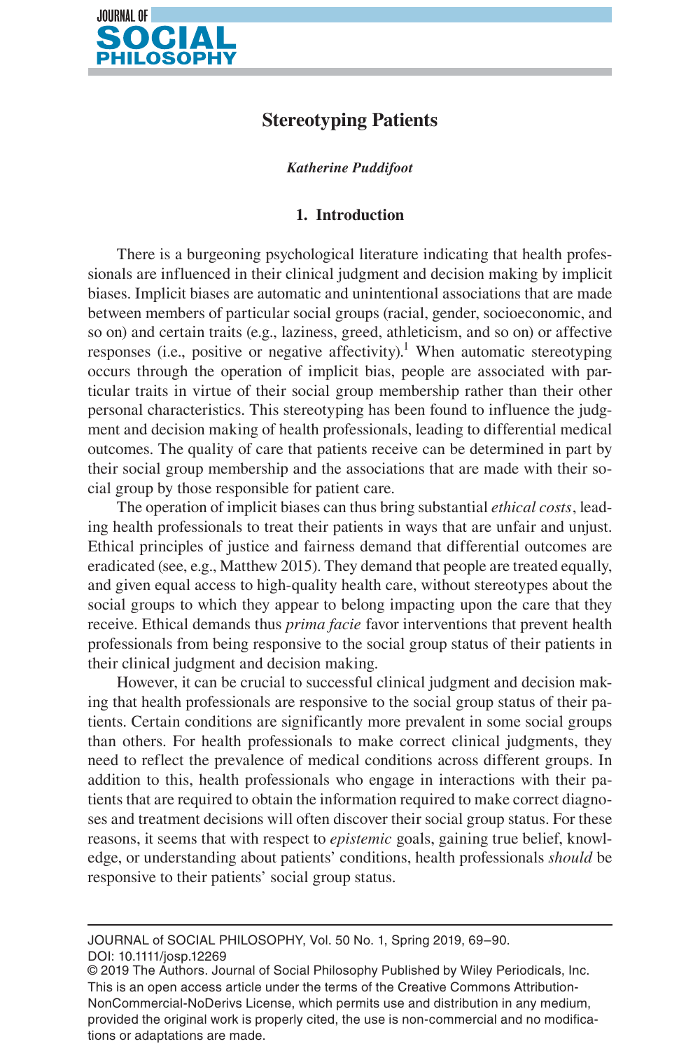# Stereotyping Patients

*Katherine Puddifoot*

## 1. Introduction

There is a burgeoning psychological literature indicating that health professionals are influenced in their clinical judgment and decision making by implicit biases. Implicit biases are automatic and unintentional associations that are made between members of particular social groups (racial, gender, socioeconomic, and so on) and certain traits (e.g., laziness, greed, athleticism, and so on) or affective responses (i.e., positive or negative affectivity).[1] When automatic stereotyping occurs through the operation of implicit bias, people are associated with particular traits in virtue of their social group membership rather than their other personal characteristics. This stereotyping has been found to influence the judgment and decision making of health professionals, leading to differential medical outcomes. The quality of care that patients receive can be determined in part by their social group membership and the associations that are made with their social group by those responsible for patient care.

The operation of implicit biases can thus bring substantial *ethical costs*, leading health professionals to treat their patients in ways that are unfair and unjust. Ethical principles of justice and fairness demand that differential outcomes are eradicated (see, e.g., Matthew 2015). They demand that people are treated equally, and given equal access to high-quality health care, without stereotypes about the social groups to which they appear to belong impacting upon the care that they receive. Ethical demands thus *prima facie* favor interventions that prevent health professionals from being responsive to the social group status of their patients in their clinical judgment and decision making.

However, it can be crucial to successful clinical judgment and decision making that health professionals are responsive to the social group status of their patients. Certain conditions are significantly more prevalent in some social groups than others. For health professionals to make correct clinical judgments, they need to reflect the prevalence of medical conditions across different groups. In addition to this, health professionals who engage in interactions with their patients that are required to obtain the information required to make correct diagnoses and treatment decisions will often discover their social group status. For these reasons, it seems that with respect to *epistemic* goals, gaining true belief, knowledge, or understanding about patients' conditions, health professionals *should* be responsive to their patients' social group status.

DOI: 10.1111/josp.12269

© 2019 The Authors. Journal of Social Philosophy Published by Wiley Periodicals, Inc. This is an open access article under the terms of the Creative Commons Attribution-NonCommercial-NoDerivs License, which permits use and distribution in any medium, provided the original work is properly cited, the use is non-commercial and no modifications or adaptations are made.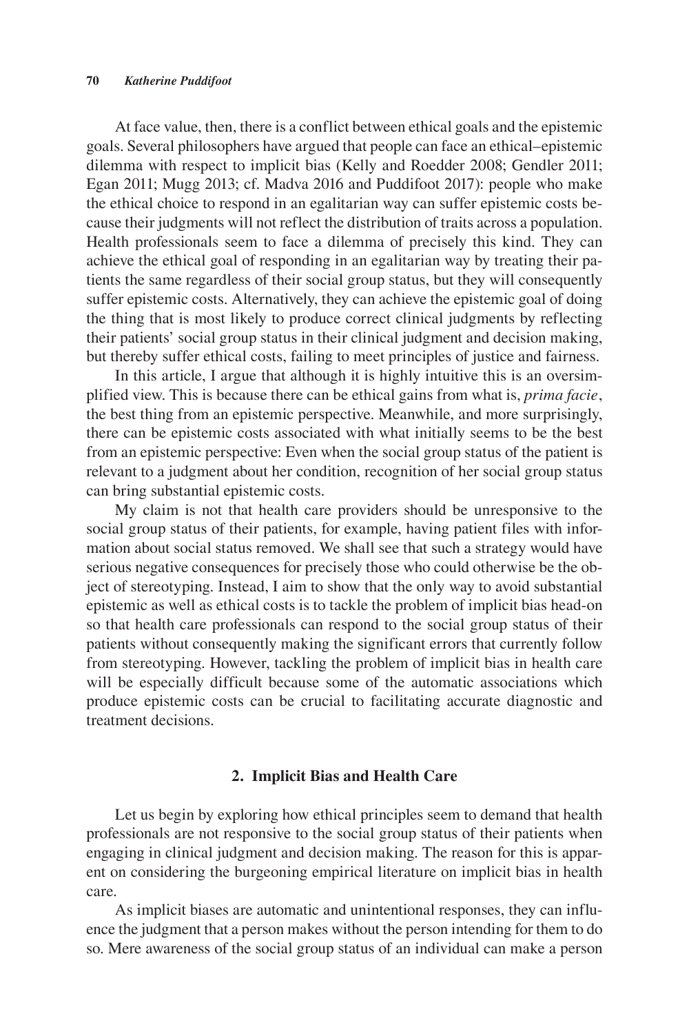At face value, then, there is a conflict between ethical goals and the epistemic goals. Several philosophers have argued that people can face an ethical–epistemic dilemma with respect to implicit bias (Kelly and Roedder 2008; Gendler 2011; Egan 2011; Mugg 2013; cf. Madva 2016 and Puddifoot 2017): people who make the ethical choice to respond in an egalitarian way can suffer epistemic costs because their judgments will not reflect the distribution of traits across a population. Health professionals seem to face a dilemma of precisely this kind. They can achieve the ethical goal of responding in an egalitarian way by treating their patients the same regardless of their social group status, but they will consequently suffer epistemic costs. Alternatively, they can achieve the epistemic goal of doing the thing that is most likely to produce correct clinical judgments by reflecting their patients' social group status in their clinical judgment and decision making, but thereby suffer ethical costs, failing to meet principles of justice and fairness.

In this article, I argue that although it is highly intuitive this is an oversimplified view. This is because there can be ethical gains from what is, *prima facie*, the best thing from an epistemic perspective. Meanwhile, and more surprisingly, there can be epistemic costs associated with what initially seems to be the best from an epistemic perspective: Even when the social group status of the patient is relevant to a judgment about her condition, recognition of her social group status can bring substantial epistemic costs.

My claim is not that health care providers should be unresponsive to the social group status of their patients, for example, having patient files with information about social status removed. We shall see that such a strategy would have serious negative consequences for precisely those who could otherwise be the object of stereotyping. Instead, I aim to show that the only way to avoid substantial epistemic as well as ethical costs is to tackle the problem of implicit bias head-on so that health care professionals can respond to the social group status of their patients without consequently making the significant errors that currently follow from stereotyping. However, tackling the problem of implicit bias in health care will be especially difficult because some of the automatic associations which produce epistemic costs can be crucial to facilitating accurate diagnostic and treatment decisions.

## 2. Implicit Bias and Health Care

Let us begin by exploring how ethical principles seem to demand that health professionals are not responsive to the social group status of their patients when engaging in clinical judgment and decision making. The reason for this is apparent on considering the burgeoning empirical literature on implicit bias in health care.

As implicit biases are automatic and unintentional responses, they can influence the judgment that a person makes without the person intending for them to do so. Mere awareness of the social group status of an individual can make a person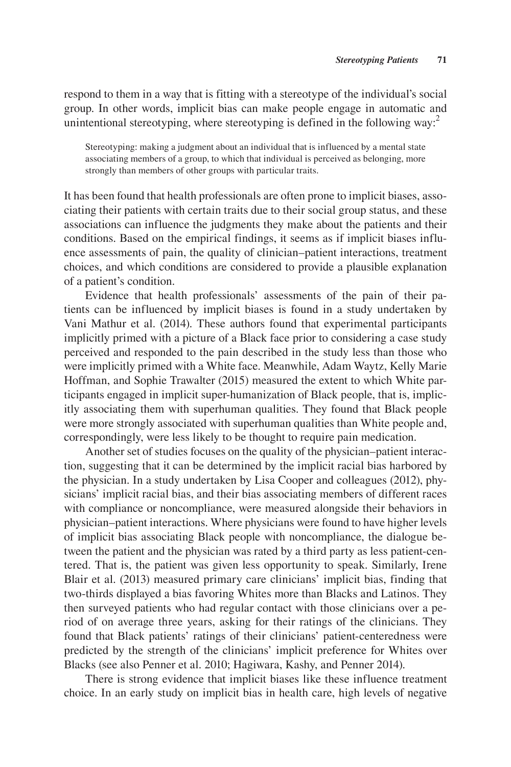respond to them in a way that is fitting with a stereotype of the individual's social group. In other words, implicit bias can make people engage in automatic and unintentional stereotyping, where stereotyping is defined in the following way:[2]

> Stereotyping: making a judgment about an individual that is influenced by a mental state associating members of a group, to which that individual is perceived as belonging, more strongly than members of other groups with particular traits.

It has been found that health professionals are often prone to implicit biases, associating their patients with certain traits due to their social group status, and these associations can influence the judgments they make about the patients and their conditions. Based on the empirical findings, it seems as if implicit biases influence assessments of pain, the quality of clinician–patient interactions, treatment choices, and which conditions are considered to provide a plausible explanation of a patient's condition.

Evidence that health professionals' assessments of the pain of their patients can be influenced by implicit biases is found in a study undertaken by Vani Mathur et al. (2014). These authors found that experimental participants implicitly primed with a picture of a Black face prior to considering a case study perceived and responded to the pain described in the study less than those who were implicitly primed with a White face. Meanwhile, Adam Waytz, Kelly Marie Hoffman, and Sophie Trawalter (2015) measured the extent to which White participants engaged in implicit super-humanization of Black people, that is, implicitly associating them with superhuman qualities. They found that Black people were more strongly associated with superhuman qualities than White people and, correspondingly, were less likely to be thought to require pain medication.

Another set of studies focuses on the quality of the physician–patient interaction, suggesting that it can be determined by the implicit racial bias harbored by the physician. In a study undertaken by Lisa Cooper and colleagues (2012), physicians' implicit racial bias, and their bias associating members of different races with compliance or noncompliance, were measured alongside their behaviors in physician–patient interactions. Where physicians were found to have higher levels of implicit bias associating Black people with noncompliance, the dialogue between the patient and the physician was rated by a third party as less patient-centered. That is, the patient was given less opportunity to speak. Similarly, Irene Blair et al. (2013) measured primary care clinicians' implicit bias, finding that two-thirds displayed a bias favoring Whites more than Blacks and Latinos. They then surveyed patients who had regular contact with those clinicians over a period of on average three years, asking for their ratings of the clinicians. They found that Black patients' ratings of their clinicians' patient-centeredness were predicted by the strength of the clinicians' implicit preference for Whites over Blacks (see also Penner et al. 2010; Hagiwara, Kashy, and Penner 2014).

There is strong evidence that implicit biases like these influence treatment choice. In an early study on implicit bias in health care, high levels of negative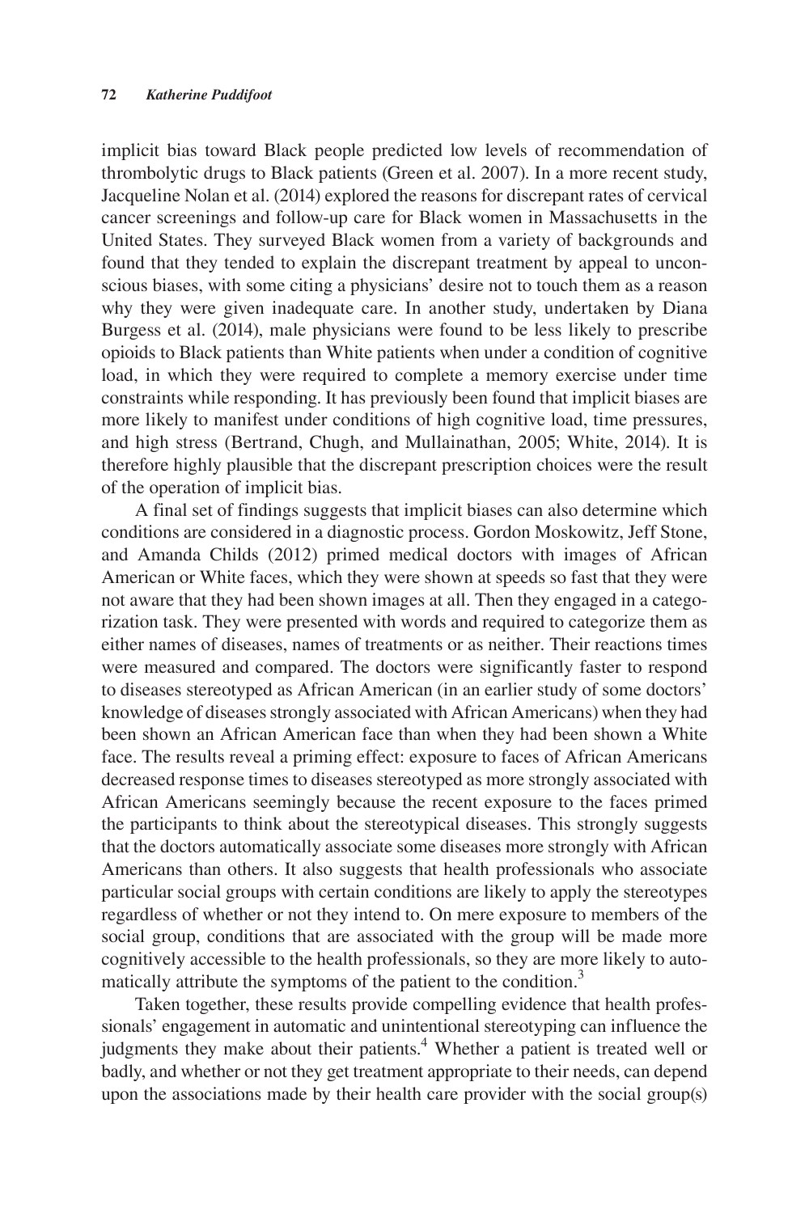implicit bias toward Black people predicted low levels of recommendation of thrombolytic drugs to Black patients (Green et al. 2007). In a more recent study, Jacqueline Nolan et al. (2014) explored the reasons for discrepant rates of cervical cancer screenings and follow-up care for Black women in Massachusetts in the United States. They surveyed Black women from a variety of backgrounds and found that they tended to explain the discrepant treatment by appeal to unconscious biases, with some citing a physicians' desire not to touch them as a reason why they were given inadequate care. In another study, undertaken by Diana Burgess et al. (2014), male physicians were found to be less likely to prescribe opioids to Black patients than White patients when under a condition of cognitive load, in which they were required to complete a memory exercise under time constraints while responding. It has previously been found that implicit biases are more likely to manifest under conditions of high cognitive load, time pressures, and high stress (Bertrand, Chugh, and Mullainathan, 2005; White, 2014). It is therefore highly plausible that the discrepant prescription choices were the result of the operation of implicit bias.

A final set of findings suggests that implicit biases can also determine which conditions are considered in a diagnostic process. Gordon Moskowitz, Jeff Stone, and Amanda Childs (2012) primed medical doctors with images of African American or White faces, which they were shown at speeds so fast that they were not aware that they had been shown images at all. Then they engaged in a categorization task. They were presented with words and required to categorize them as either names of diseases, names of treatments or as neither. Their reactions times were measured and compared. The doctors were significantly faster to respond to diseases stereotyped as African American (in an earlier study of some doctors' knowledge of diseases strongly associated with African Americans) when they had been shown an African American face than when they had been shown a White face. The results reveal a priming effect: exposure to faces of African Americans decreased response times to diseases stereotyped as more strongly associated with African Americans seemingly because the recent exposure to the faces primed the participants to think about the stereotypical diseases. This strongly suggests that the doctors automatically associate some diseases more strongly with African Americans than others. It also suggests that health professionals who associate particular social groups with certain conditions are likely to apply the stereotypes regardless of whether or not they intend to. On mere exposure to members of the social group, conditions that are associated with the group will be made more cognitively accessible to the health professionals, so they are more likely to automatically attribute the symptoms of the patient to the condition.[3]

Taken together, these results provide compelling evidence that health professionals' engagement in automatic and unintentional stereotyping can influence the judgments they make about their patients.[4] Whether a patient is treated well or badly, and whether or not they get treatment appropriate to their needs, can depend upon the associations made by their health care provider with the social group(s)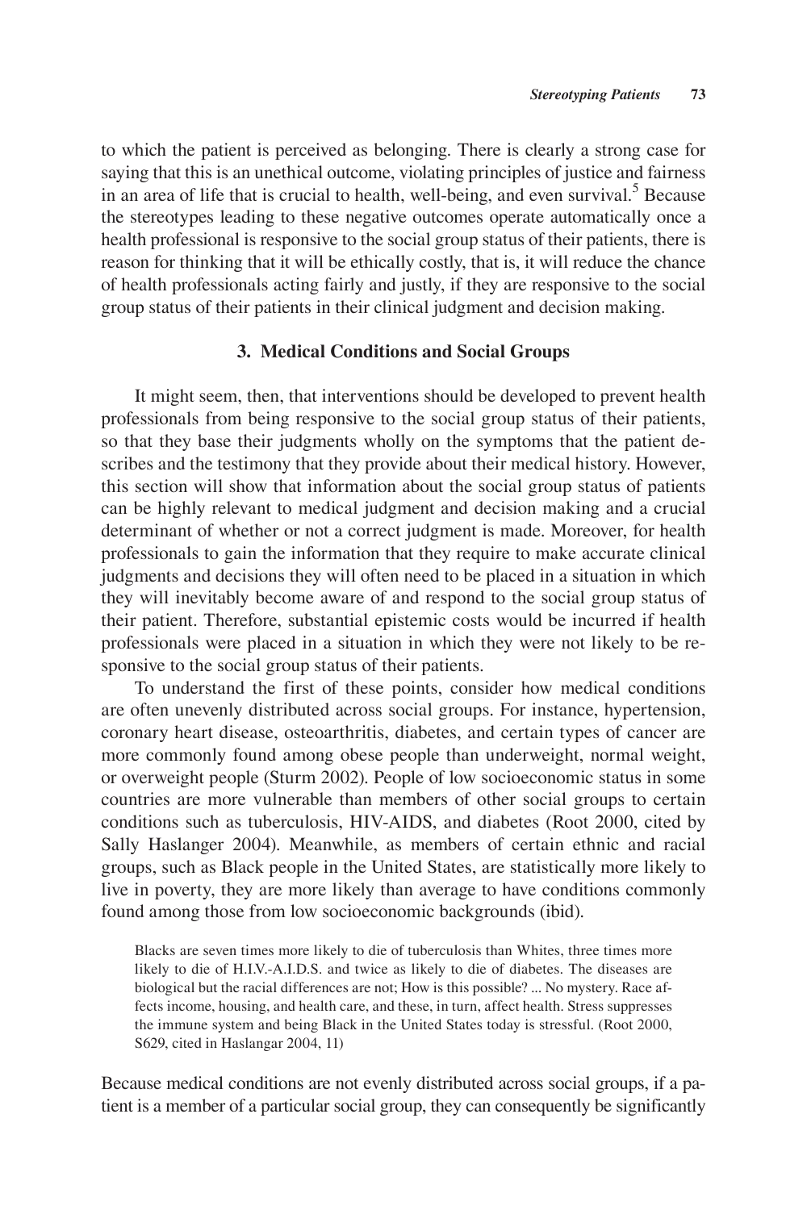to which the patient is perceived as belonging. There is clearly a strong case for saying that this is an unethical outcome, violating principles of justice and fairness in an area of life that is crucial to health, well-being, and even survival.[5] Because the stereotypes leading to these negative outcomes operate automatically once a health professional is responsive to the social group status of their patients, there is reason for thinking that it will be ethically costly, that is, it will reduce the chance of health professionals acting fairly and justly, if they are responsive to the social group status of their patients in their clinical judgment and decision making.

## 3. Medical Conditions and Social Groups

It might seem, then, that interventions should be developed to prevent health professionals from being responsive to the social group status of their patients, so that they base their judgments wholly on the symptoms that the patient describes and the testimony that they provide about their medical history. However, this section will show that information about the social group status of patients can be highly relevant to medical judgment and decision making and a crucial determinant of whether or not a correct judgment is made. Moreover, for health professionals to gain the information that they require to make accurate clinical judgments and decisions they will often need to be placed in a situation in which they will inevitably become aware of and respond to the social group status of their patient. Therefore, substantial epistemic costs would be incurred if health professionals were placed in a situation in which they were not likely to be responsive to the social group status of their patients.

To understand the first of these points, consider how medical conditions are often unevenly distributed across social groups. For instance, hypertension, coronary heart disease, osteoarthritis, diabetes, and certain types of cancer are more commonly found among obese people than underweight, normal weight, or overweight people (Sturm 2002). People of low socioeconomic status in some countries are more vulnerable than members of other social groups to certain conditions such as tuberculosis, HIV-AIDS, and diabetes (Root 2000, cited by Sally Haslanger 2004). Meanwhile, as members of certain ethnic and racial groups, such as Black people in the United States, are statistically more likely to live in poverty, they are more likely than average to have conditions commonly found among those from low socioeconomic backgrounds (ibid).

> Blacks are seven times more likely to die of tuberculosis than Whites, three times more likely to die of H.I.V.-A.I.D.S. and twice as likely to die of diabetes. The diseases are biological but the racial differences are not; How is this possible? ... No mystery. Race affects income, housing, and health care, and these, in turn, affect health. Stress suppresses the immune system and being Black in the United States today is stressful. (Root 2000, S629, cited in Haslangar 2004, 11)

Because medical conditions are not evenly distributed across social groups, if a patient is a member of a particular social group, they can consequently be significantly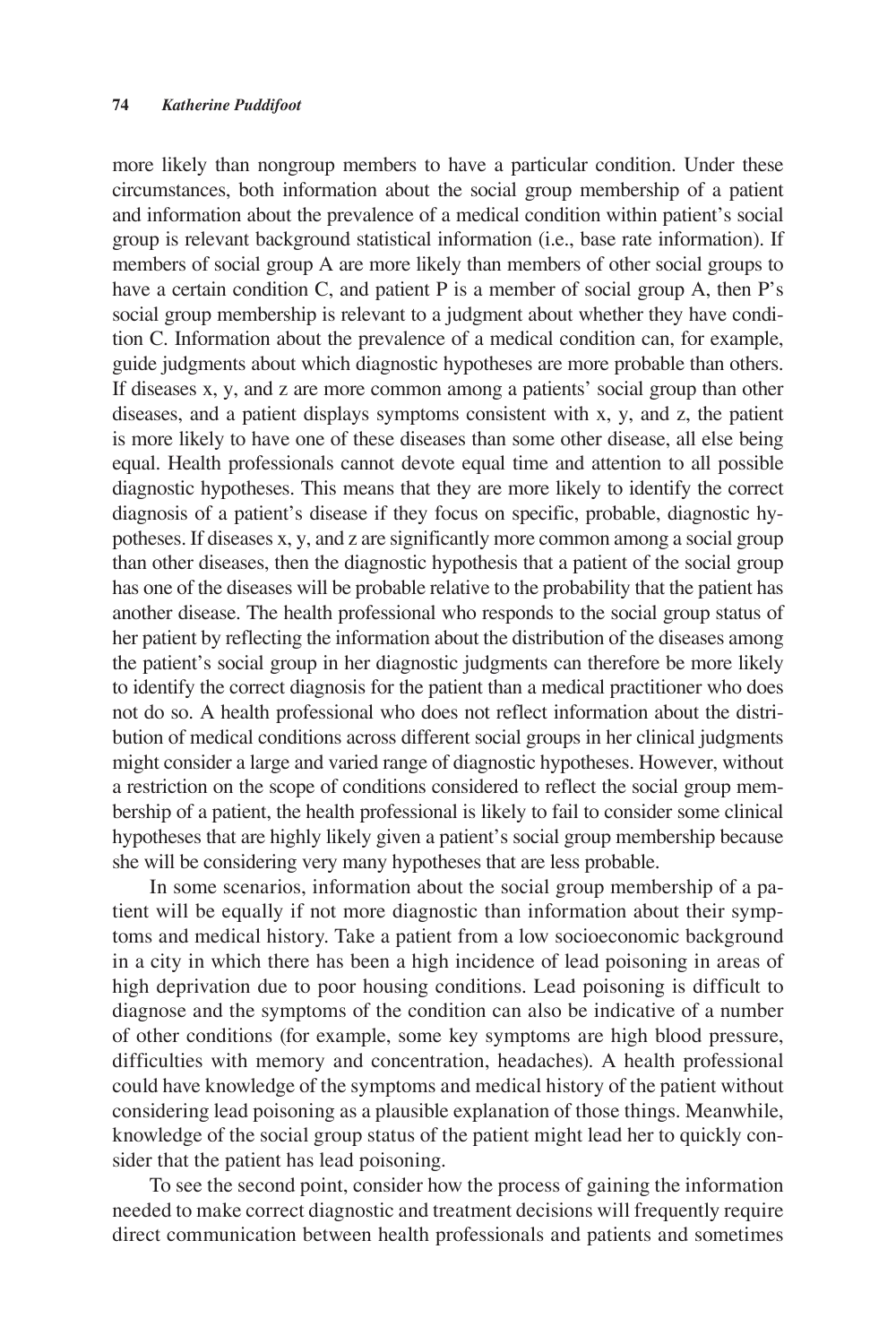more likely than nongroup members to have a particular condition. Under these circumstances, both information about the social group membership of a patient and information about the prevalence of a medical condition within patient's social group is relevant background statistical information (i.e., base rate information). If members of social group A are more likely than members of other social groups to have a certain condition C, and patient P is a member of social group A, then P's social group membership is relevant to a judgment about whether they have condition C. Information about the prevalence of a medical condition can, for example, guide judgments about which diagnostic hypotheses are more probable than others. If diseases x, y, and z are more common among a patients' social group than other diseases, and a patient displays symptoms consistent with x, y, and z, the patient is more likely to have one of these diseases than some other disease, all else being equal. Health professionals cannot devote equal time and attention to all possible diagnostic hypotheses. This means that they are more likely to identify the correct diagnosis of a patient's disease if they focus on specific, probable, diagnostic hypotheses. If diseases x, y, and z are significantly more common among a social group than other diseases, then the diagnostic hypothesis that a patient of the social group has one of the diseases will be probable relative to the probability that the patient has another disease. The health professional who responds to the social group status of her patient by reflecting the information about the distribution of the diseases among the patient's social group in her diagnostic judgments can therefore be more likely to identify the correct diagnosis for the patient than a medical practitioner who does not do so. A health professional who does not reflect information about the distribution of medical conditions across different social groups in her clinical judgments might consider a large and varied range of diagnostic hypotheses. However, without a restriction on the scope of conditions considered to reflect the social group membership of a patient, the health professional is likely to fail to consider some clinical hypotheses that are highly likely given a patient's social group membership because she will be considering very many hypotheses that are less probable.

In some scenarios, information about the social group membership of a patient will be equally if not more diagnostic than information about their symptoms and medical history. Take a patient from a low socioeconomic background in a city in which there has been a high incidence of lead poisoning in areas of high deprivation due to poor housing conditions. Lead poisoning is difficult to diagnose and the symptoms of the condition can also be indicative of a number of other conditions (for example, some key symptoms are high blood pressure, difficulties with memory and concentration, headaches). A health professional could have knowledge of the symptoms and medical history of the patient without considering lead poisoning as a plausible explanation of those things. Meanwhile, knowledge of the social group status of the patient might lead her to quickly consider that the patient has lead poisoning.

To see the second point, consider how the process of gaining the information needed to make correct diagnostic and treatment decisions will frequently require direct communication between health professionals and patients and sometimes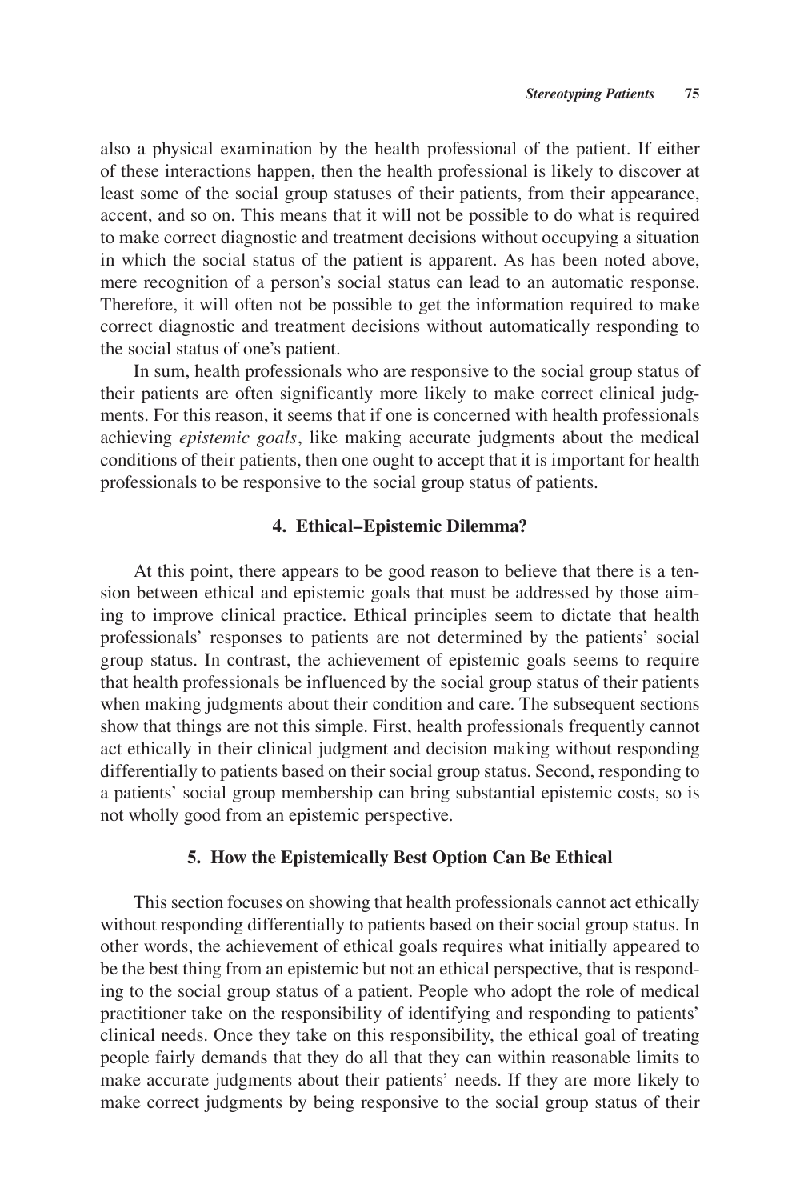also a physical examination by the health professional of the patient. If either of these interactions happen, then the health professional is likely to discover at least some of the social group statuses of their patients, from their appearance, accent, and so on. This means that it will not be possible to do what is required to make correct diagnostic and treatment decisions without occupying a situation in which the social status of the patient is apparent. As has been noted above, mere recognition of a person's social status can lead to an automatic response. Therefore, it will often not be possible to get the information required to make correct diagnostic and treatment decisions without automatically responding to the social status of one's patient.

In sum, health professionals who are responsive to the social group status of their patients are often significantly more likely to make correct clinical judgments. For this reason, it seems that if one is concerned with health professionals achieving *epistemic goals*, like making accurate judgments about the medical conditions of their patients, then one ought to accept that it is important for health professionals to be responsive to the social group status of patients.

## 4. Ethical–Epistemic Dilemma?

At this point, there appears to be good reason to believe that there is a tension between ethical and epistemic goals that must be addressed by those aiming to improve clinical practice. Ethical principles seem to dictate that health professionals' responses to patients are not determined by the patients' social group status. In contrast, the achievement of epistemic goals seems to require that health professionals be influenced by the social group status of their patients when making judgments about their condition and care. The subsequent sections show that things are not this simple. First, health professionals frequently cannot act ethically in their clinical judgment and decision making without responding differentially to patients based on their social group status. Second, responding to a patients' social group membership can bring substantial epistemic costs, so is not wholly good from an epistemic perspective.

## 5. How the Epistemically Best Option Can Be Ethical

This section focuses on showing that health professionals cannot act ethically without responding differentially to patients based on their social group status. In other words, the achievement of ethical goals requires what initially appeared to be the best thing from an epistemic but not an ethical perspective, that is responding to the social group status of a patient. People who adopt the role of medical practitioner take on the responsibility of identifying and responding to patients' clinical needs. Once they take on this responsibility, the ethical goal of treating people fairly demands that they do all that they can within reasonable limits to make accurate judgments about their patients' needs. If they are more likely to make correct judgments by being responsive to the social group status of their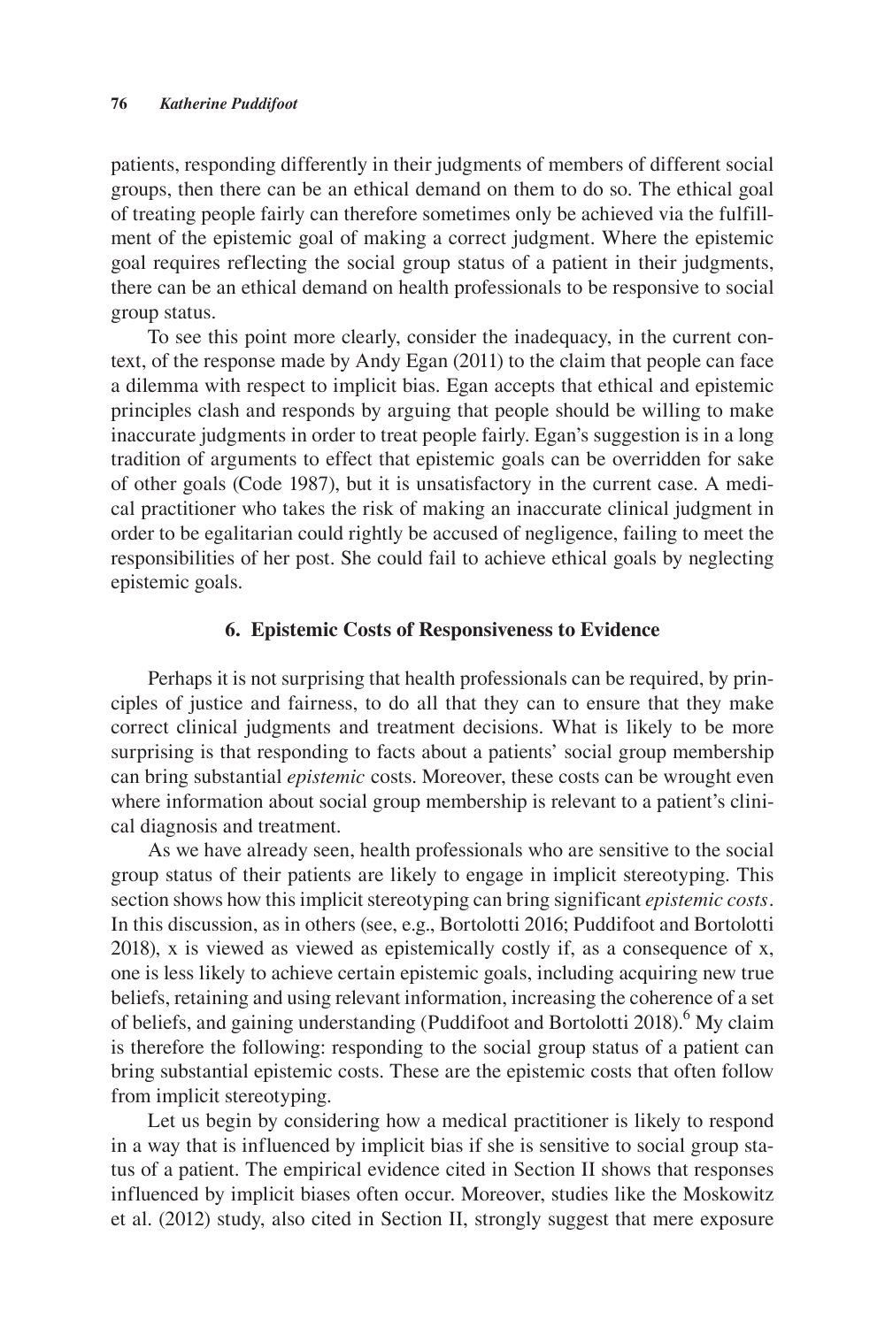patients, responding differently in their judgments of members of different social groups, then there can be an ethical demand on them to do so. The ethical goal of treating people fairly can therefore sometimes only be achieved via the fulfillment of the epistemic goal of making a correct judgment. Where the epistemic goal requires reflecting the social group status of a patient in their judgments, there can be an ethical demand on health professionals to be responsive to social group status.

To see this point more clearly, consider the inadequacy, in the current context, of the response made by Andy Egan (2011) to the claim that people can face a dilemma with respect to implicit bias. Egan accepts that ethical and epistemic principles clash and responds by arguing that people should be willing to make inaccurate judgments in order to treat people fairly. Egan's suggestion is in a long tradition of arguments to effect that epistemic goals can be overridden for sake of other goals (Code 1987), but it is unsatisfactory in the current case. A medical practitioner who takes the risk of making an inaccurate clinical judgment in order to be egalitarian could rightly be accused of negligence, failing to meet the responsibilities of her post. She could fail to achieve ethical goals by neglecting epistemic goals.

## 6. Epistemic Costs of Responsiveness to Evidence

Perhaps it is not surprising that health professionals can be required, by principles of justice and fairness, to do all that they can to ensure that they make correct clinical judgments and treatment decisions. What is likely to be more surprising is that responding to facts about a patients' social group membership can bring substantial *epistemic* costs. Moreover, these costs can be wrought even where information about social group membership is relevant to a patient's clinical diagnosis and treatment.

As we have already seen, health professionals who are sensitive to the social group status of their patients are likely to engage in implicit stereotyping. This section shows how this implicit stereotyping can bring significant *epistemic costs*. In this discussion, as in others (see, e.g., Bortolotti 2016; Puddifoot and Bortolotti 2018), x is viewed as viewed as epistemically costly if, as a consequence of x, one is less likely to achieve certain epistemic goals, including acquiring new true beliefs, retaining and using relevant information, increasing the coherence of a set of beliefs, and gaining understanding (Puddifoot and Bortolotti 2018).[6] My claim is therefore the following: responding to the social group status of a patient can bring substantial epistemic costs. These are the epistemic costs that often follow from implicit stereotyping.

Let us begin by considering how a medical practitioner is likely to respond in a way that is influenced by implicit bias if she is sensitive to social group status of a patient. The empirical evidence cited in Section II shows that responses influenced by implicit biases often occur. Moreover, studies like the Moskowitz et al. (2012) study, also cited in Section II, strongly suggest that mere exposure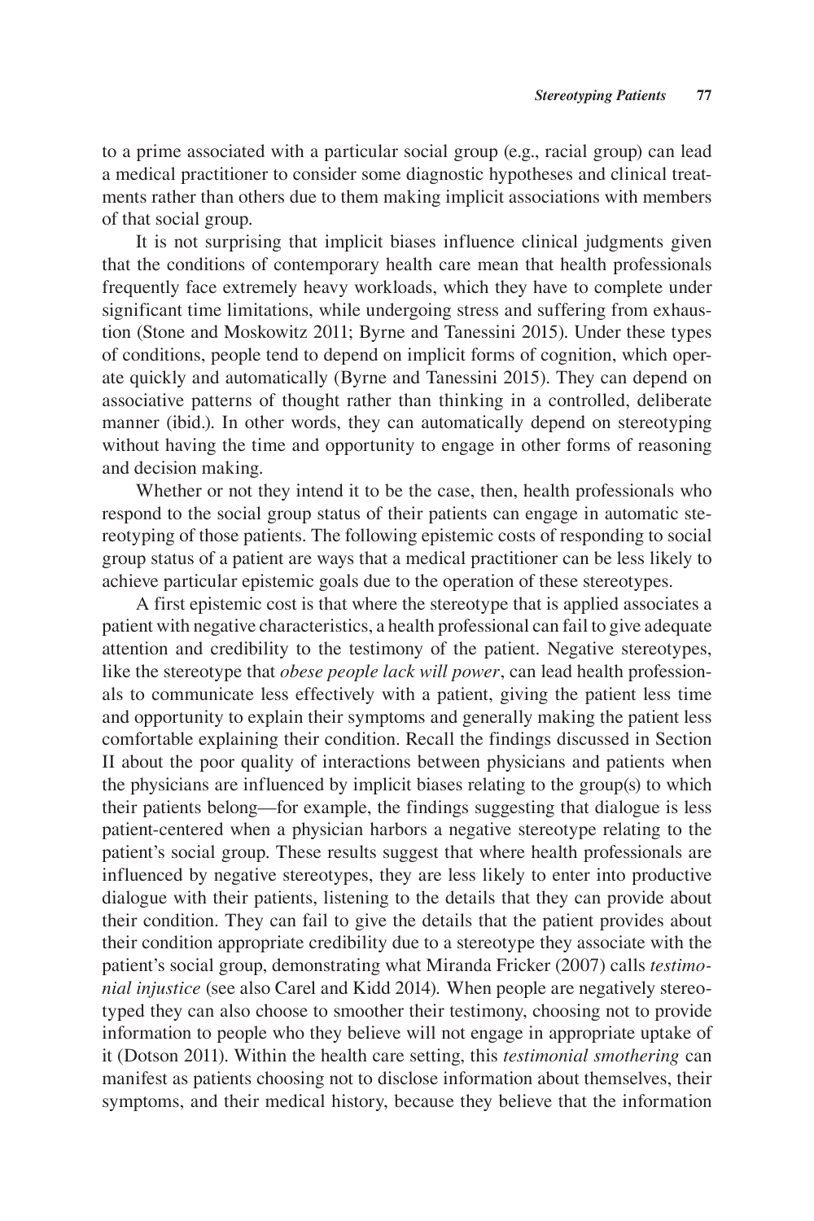to a prime associated with a particular social group (e.g., racial group) can lead a medical practitioner to consider some diagnostic hypotheses and clinical treatments rather than others due to them making implicit associations with members of that social group.

It is not surprising that implicit biases influence clinical judgments given that the conditions of contemporary health care mean that health professionals frequently face extremely heavy workloads, which they have to complete under significant time limitations, while undergoing stress and suffering from exhaustion (Stone and Moskowitz 2011; Byrne and Tanessini 2015). Under these types of conditions, people tend to depend on implicit forms of cognition, which operate quickly and automatically (Byrne and Tanessini 2015). They can depend on associative patterns of thought rather than thinking in a controlled, deliberate manner (ibid.). In other words, they can automatically depend on stereotyping without having the time and opportunity to engage in other forms of reasoning and decision making.

Whether or not they intend it to be the case, then, health professionals who respond to the social group status of their patients can engage in automatic stereotyping of those patients. The following epistemic costs of responding to social group status of a patient are ways that a medical practitioner can be less likely to achieve particular epistemic goals due to the operation of these stereotypes.

A first epistemic cost is that where the stereotype that is applied associates a patient with negative characteristics, a health professional can fail to give adequate attention and credibility to the testimony of the patient. Negative stereotypes, like the stereotype that *obese people lack will power*, can lead health professionals to communicate less effectively with a patient, giving the patient less time and opportunity to explain their symptoms and generally making the patient less comfortable explaining their condition. Recall the findings discussed in Section II about the poor quality of interactions between physicians and patients when the physicians are influenced by implicit biases relating to the group(s) to which their patients belong—for example, the findings suggesting that dialogue is less patient-centered when a physician harbors a negative stereotype relating to the patient's social group. These results suggest that where health professionals are influenced by negative stereotypes, they are less likely to enter into productive dialogue with their patients, listening to the details that they can provide about their condition. They can fail to give the details that the patient provides about their condition appropriate credibility due to a stereotype they associate with the patient's social group, demonstrating what Miranda Fricker (2007) calls *testimonial injustice* (see also Carel and Kidd 2014). When people are negatively stereotyped they can also choose to smoother their testimony, choosing not to provide information to people who they believe will not engage in appropriate uptake of it (Dotson 2011). Within the health care setting, this *testimonial smothering* can manifest as patients choosing not to disclose information about themselves, their symptoms, and their medical history, because they believe that the information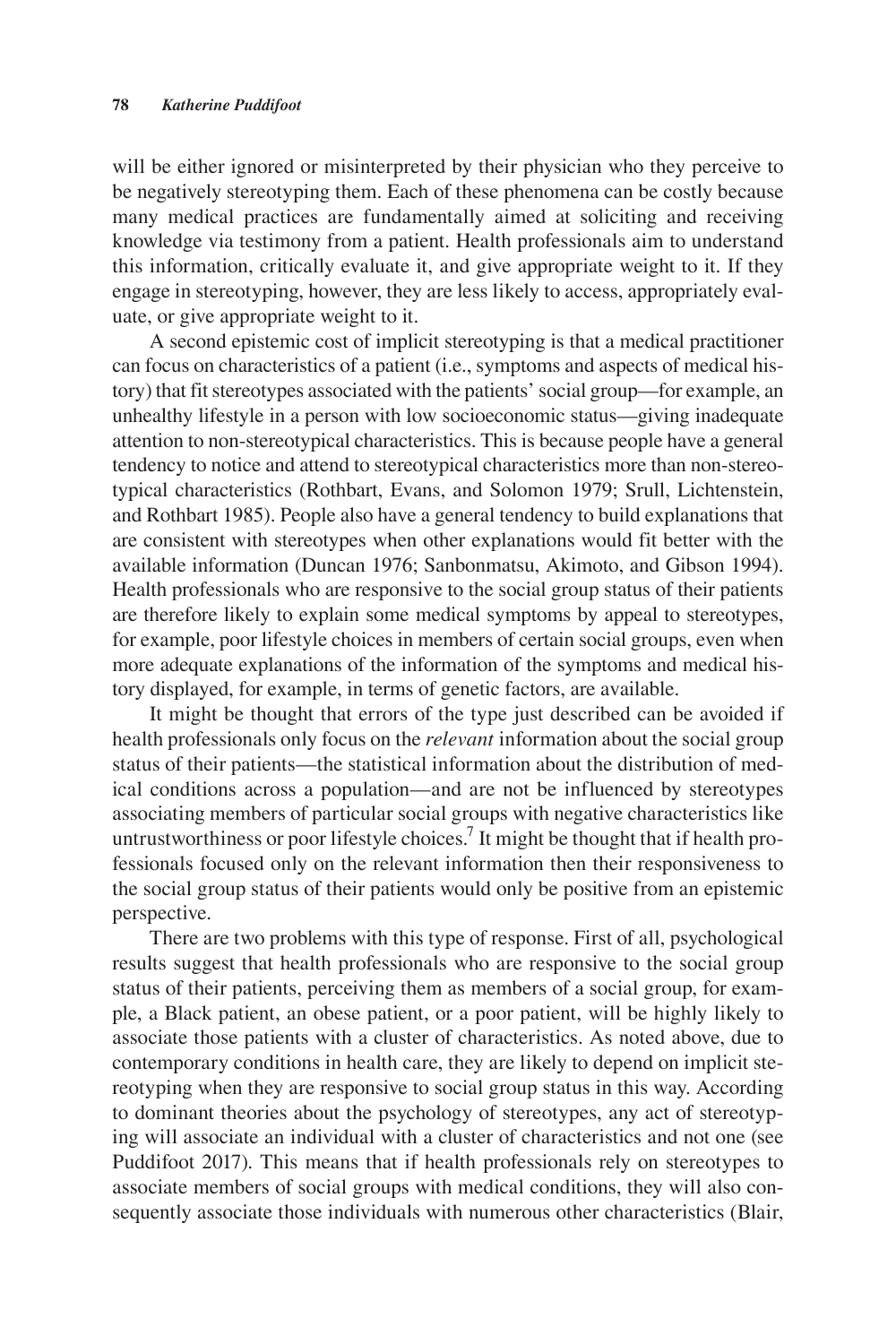will be either ignored or misinterpreted by their physician who they perceive to be negatively stereotyping them. Each of these phenomena can be costly because many medical practices are fundamentally aimed at soliciting and receiving knowledge via testimony from a patient. Health professionals aim to understand this information, critically evaluate it, and give appropriate weight to it. If they engage in stereotyping, however, they are less likely to access, appropriately evaluate, or give appropriate weight to it.

A second epistemic cost of implicit stereotyping is that a medical practitioner can focus on characteristics of a patient (i.e., symptoms and aspects of medical history) that fit stereotypes associated with the patients' social group—for example, an unhealthy lifestyle in a person with low socioeconomic status—giving inadequate attention to non-stereotypical characteristics. This is because people have a general tendency to notice and attend to stereotypical characteristics more than non-stereotypical characteristics (Rothbart, Evans, and Solomon 1979; Srull, Lichtenstein, and Rothbart 1985). People also have a general tendency to build explanations that are consistent with stereotypes when other explanations would fit better with the available information (Duncan 1976; Sanbonmatsu, Akimoto, and Gibson 1994). Health professionals who are responsive to the social group status of their patients are therefore likely to explain some medical symptoms by appeal to stereotypes, for example, poor lifestyle choices in members of certain social groups, even when more adequate explanations of the information of the symptoms and medical history displayed, for example, in terms of genetic factors, are available.

It might be thought that errors of the type just described can be avoided if health professionals only focus on the *relevant* information about the social group status of their patients—the statistical information about the distribution of medical conditions across a population—and are not be influenced by stereotypes associating members of particular social groups with negative characteristics like untrustworthiness or poor lifestyle choices.[7] It might be thought that if health professionals focused only on the relevant information then their responsiveness to the social group status of their patients would only be positive from an epistemic perspective.

There are two problems with this type of response. First of all, psychological results suggest that health professionals who are responsive to the social group status of their patients, perceiving them as members of a social group, for example, a Black patient, an obese patient, or a poor patient, will be highly likely to associate those patients with a cluster of characteristics. As noted above, due to contemporary conditions in health care, they are likely to depend on implicit stereotyping when they are responsive to social group status in this way. According to dominant theories about the psychology of stereotypes, any act of stereotyping will associate an individual with a cluster of characteristics and not one (see Puddifoot 2017). This means that if health professionals rely on stereotypes to associate members of social groups with medical conditions, they will also consequently associate those individuals with numerous other characteristics (Blair,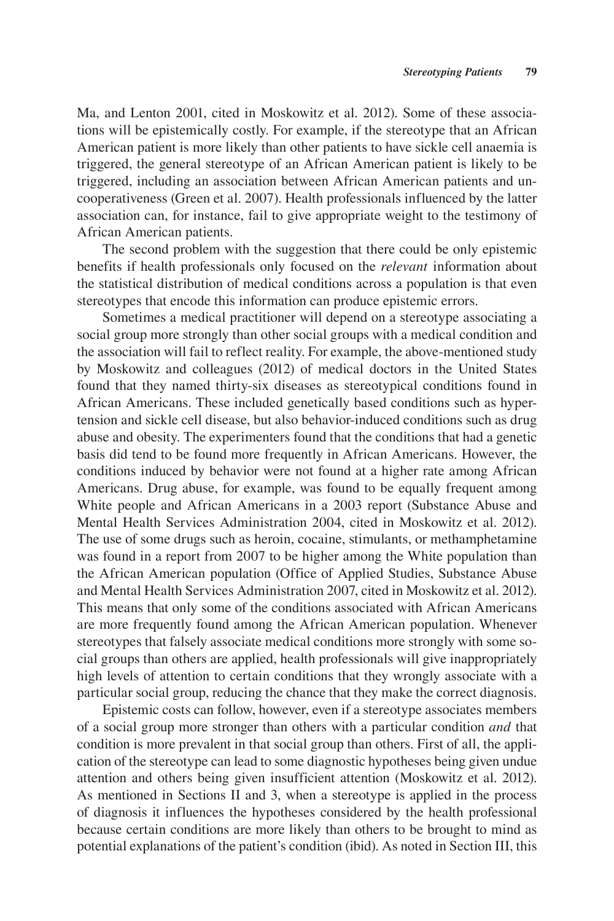Ma, and Lenton 2001, cited in Moskowitz et al. 2012). Some of these associations will be epistemically costly. For example, if the stereotype that an African American patient is more likely than other patients to have sickle cell anaemia is triggered, the general stereotype of an African American patient is likely to be triggered, including an association between African American patients and uncooperativeness (Green et al. 2007). Health professionals influenced by the latter association can, for instance, fail to give appropriate weight to the testimony of African American patients.

The second problem with the suggestion that there could be only epistemic benefits if health professionals only focused on the *relevant* information about the statistical distribution of medical conditions across a population is that even stereotypes that encode this information can produce epistemic errors.

Sometimes a medical practitioner will depend on a stereotype associating a social group more strongly than other social groups with a medical condition and the association will fail to reflect reality. For example, the above-mentioned study by Moskowitz and colleagues (2012) of medical doctors in the United States found that they named thirty-six diseases as stereotypical conditions found in African Americans. These included genetically based conditions such as hypertension and sickle cell disease, but also behavior-induced conditions such as drug abuse and obesity. The experimenters found that the conditions that had a genetic basis did tend to be found more frequently in African Americans. However, the conditions induced by behavior were not found at a higher rate among African Americans. Drug abuse, for example, was found to be equally frequent among White people and African Americans in a 2003 report (Substance Abuse and Mental Health Services Administration 2004, cited in Moskowitz et al. 2012). The use of some drugs such as heroin, cocaine, stimulants, or methamphetamine was found in a report from 2007 to be higher among the White population than the African American population (Office of Applied Studies, Substance Abuse and Mental Health Services Administration 2007, cited in Moskowitz et al. 2012). This means that only some of the conditions associated with African Americans are more frequently found among the African American population. Whenever stereotypes that falsely associate medical conditions more strongly with some social groups than others are applied, health professionals will give inappropriately high levels of attention to certain conditions that they wrongly associate with a particular social group, reducing the chance that they make the correct diagnosis.

Epistemic costs can follow, however, even if a stereotype associates members of a social group more stronger than others with a particular condition *and* that condition is more prevalent in that social group than others. First of all, the application of the stereotype can lead to some diagnostic hypotheses being given undue attention and others being given insufficient attention (Moskowitz et al. 2012). As mentioned in Sections II and 3, when a stereotype is applied in the process of diagnosis it influences the hypotheses considered by the health professional because certain conditions are more likely than others to be brought to mind as potential explanations of the patient's condition (ibid). As noted in Section III, this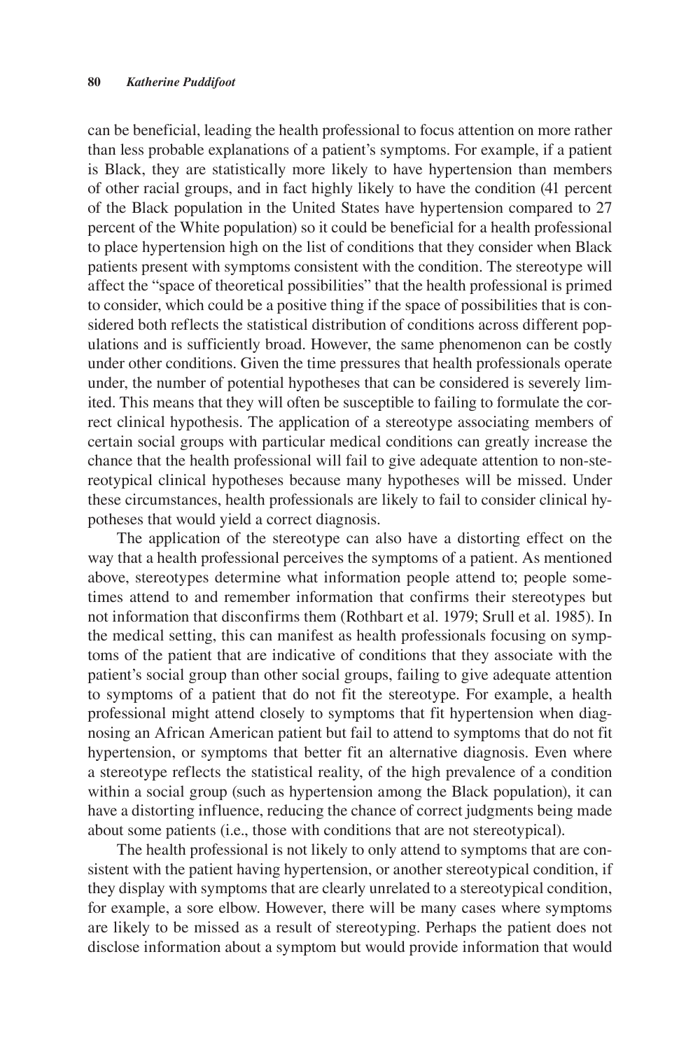can be beneficial, leading the health professional to focus attention on more rather than less probable explanations of a patient's symptoms. For example, if a patient is Black, they are statistically more likely to have hypertension than members of other racial groups, and in fact highly likely to have the condition (41 percent of the Black population in the United States have hypertension compared to 27 percent of the White population) so it could be beneficial for a health professional to place hypertension high on the list of conditions that they consider when Black patients present with symptoms consistent with the condition. The stereotype will affect the "space of theoretical possibilities" that the health professional is primed to consider, which could be a positive thing if the space of possibilities that is considered both reflects the statistical distribution of conditions across different populations and is sufficiently broad. However, the same phenomenon can be costly under other conditions. Given the time pressures that health professionals operate under, the number of potential hypotheses that can be considered is severely limited. This means that they will often be susceptible to failing to formulate the correct clinical hypothesis. The application of a stereotype associating members of certain social groups with particular medical conditions can greatly increase the chance that the health professional will fail to give adequate attention to non-stereotypical clinical hypotheses because many hypotheses will be missed. Under these circumstances, health professionals are likely to fail to consider clinical hypotheses that would yield a correct diagnosis.

The application of the stereotype can also have a distorting effect on the way that a health professional perceives the symptoms of a patient. As mentioned above, stereotypes determine what information people attend to; people sometimes attend to and remember information that confirms their stereotypes but not information that disconfirms them (Rothbart et al. 1979; Srull et al. 1985). In the medical setting, this can manifest as health professionals focusing on symptoms of the patient that are indicative of conditions that they associate with the patient's social group than other social groups, failing to give adequate attention to symptoms of a patient that do not fit the stereotype. For example, a health professional might attend closely to symptoms that fit hypertension when diagnosing an African American patient but fail to attend to symptoms that do not fit hypertension, or symptoms that better fit an alternative diagnosis. Even where a stereotype reflects the statistical reality, of the high prevalence of a condition within a social group (such as hypertension among the Black population), it can have a distorting influence, reducing the chance of correct judgments being made about some patients (i.e., those with conditions that are not stereotypical).

The health professional is not likely to only attend to symptoms that are consistent with the patient having hypertension, or another stereotypical condition, if they display with symptoms that are clearly unrelated to a stereotypical condition, for example, a sore elbow. However, there will be many cases where symptoms are likely to be missed as a result of stereotyping. Perhaps the patient does not disclose information about a symptom but would provide information that would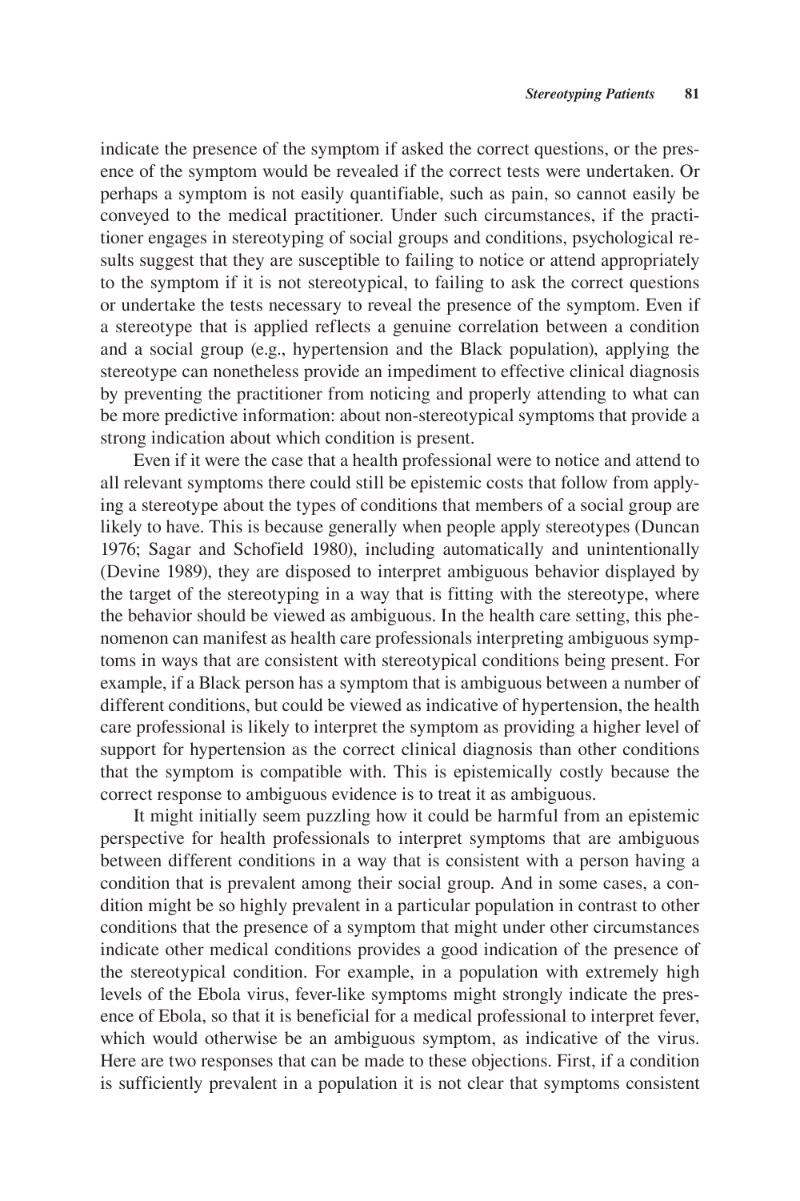indicate the presence of the symptom if asked the correct questions, or the presence of the symptom would be revealed if the correct tests were undertaken. Or perhaps a symptom is not easily quantifiable, such as pain, so cannot easily be conveyed to the medical practitioner. Under such circumstances, if the practitioner engages in stereotyping of social groups and conditions, psychological results suggest that they are susceptible to failing to notice or attend appropriately to the symptom if it is not stereotypical, to failing to ask the correct questions or undertake the tests necessary to reveal the presence of the symptom. Even if a stereotype that is applied reflects a genuine correlation between a condition and a social group (e.g., hypertension and the Black population), applying the stereotype can nonetheless provide an impediment to effective clinical diagnosis by preventing the practitioner from noticing and properly attending to what can be more predictive information: about non-stereotypical symptoms that provide a strong indication about which condition is present.

Even if it were the case that a health professional were to notice and attend to all relevant symptoms there could still be epistemic costs that follow from applying a stereotype about the types of conditions that members of a social group are likely to have. This is because generally when people apply stereotypes (Duncan 1976; Sagar and Schofield 1980), including automatically and unintentionally (Devine 1989), they are disposed to interpret ambiguous behavior displayed by the target of the stereotyping in a way that is fitting with the stereotype, where the behavior should be viewed as ambiguous. In the health care setting, this phenomenon can manifest as health care professionals interpreting ambiguous symptoms in ways that are consistent with stereotypical conditions being present. For example, if a Black person has a symptom that is ambiguous between a number of different conditions, but could be viewed as indicative of hypertension, the health care professional is likely to interpret the symptom as providing a higher level of support for hypertension as the correct clinical diagnosis than other conditions that the symptom is compatible with. This is epistemically costly because the correct response to ambiguous evidence is to treat it as ambiguous.

It might initially seem puzzling how it could be harmful from an epistemic perspective for health professionals to interpret symptoms that are ambiguous between different conditions in a way that is consistent with a person having a condition that is prevalent among their social group. And in some cases, a condition might be so highly prevalent in a particular population in contrast to other conditions that the presence of a symptom that might under other circumstances indicate other medical conditions provides a good indication of the presence of the stereotypical condition. For example, in a population with extremely high levels of the Ebola virus, fever-like symptoms might strongly indicate the presence of Ebola, so that it is beneficial for a medical professional to interpret fever, which would otherwise be an ambiguous symptom, as indicative of the virus. Here are two responses that can be made to these objections. First, if a condition is sufficiently prevalent in a population it is not clear that symptoms consistent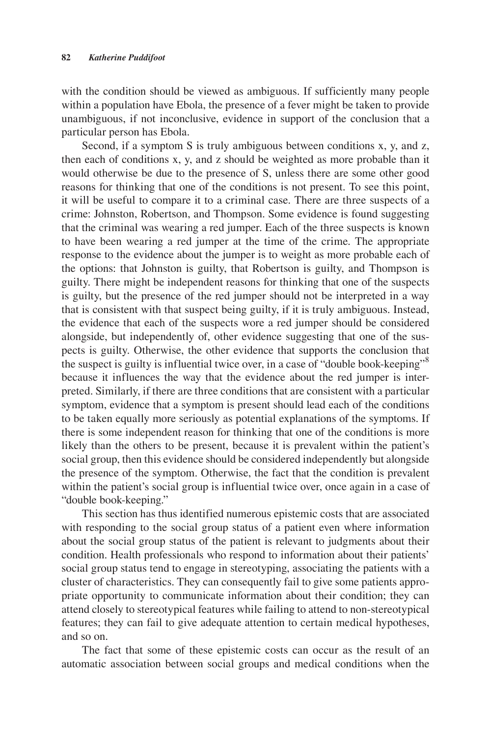with the condition should be viewed as ambiguous. If sufficiently many people within a population have Ebola, the presence of a fever might be taken to provide unambiguous, if not inconclusive, evidence in support of the conclusion that a particular person has Ebola.

Second, if a symptom S is truly ambiguous between conditions x, y, and z, then each of conditions x, y, and z should be weighted as more probable than it would otherwise be due to the presence of S, unless there are some other good reasons for thinking that one of the conditions is not present. To see this point, it will be useful to compare it to a criminal case. There are three suspects of a crime: Johnston, Robertson, and Thompson. Some evidence is found suggesting that the criminal was wearing a red jumper. Each of the three suspects is known to have been wearing a red jumper at the time of the crime. The appropriate response to the evidence about the jumper is to weight as more probable each of the options: that Johnston is guilty, that Robertson is guilty, and Thompson is guilty. There might be independent reasons for thinking that one of the suspects is guilty, but the presence of the red jumper should not be interpreted in a way that is consistent with that suspect being guilty, if it is truly ambiguous. Instead, the evidence that each of the suspects wore a red jumper should be considered alongside, but independently of, other evidence suggesting that one of the suspects is guilty. Otherwise, the other evidence that supports the conclusion that the suspect is guilty is influential twice over, in a case of "double book-keeping"[8] because it influences the way that the evidence about the red jumper is interpreted. Similarly, if there are three conditions that are consistent with a particular symptom, evidence that a symptom is present should lead each of the conditions to be taken equally more seriously as potential explanations of the symptoms. If there is some independent reason for thinking that one of the conditions is more likely than the others to be present, because it is prevalent within the patient's social group, then this evidence should be considered independently but alongside the presence of the symptom. Otherwise, the fact that the condition is prevalent within the patient's social group is influential twice over, once again in a case of "double book-keeping."

This section has thus identified numerous epistemic costs that are associated with responding to the social group status of a patient even where information about the social group status of the patient is relevant to judgments about their condition. Health professionals who respond to information about their patients' social group status tend to engage in stereotyping, associating the patients with a cluster of characteristics. They can consequently fail to give some patients appropriate opportunity to communicate information about their condition; they can attend closely to stereotypical features while failing to attend to non-stereotypical features; they can fail to give adequate attention to certain medical hypotheses, and so on.

The fact that some of these epistemic costs can occur as the result of an automatic association between social groups and medical conditions when the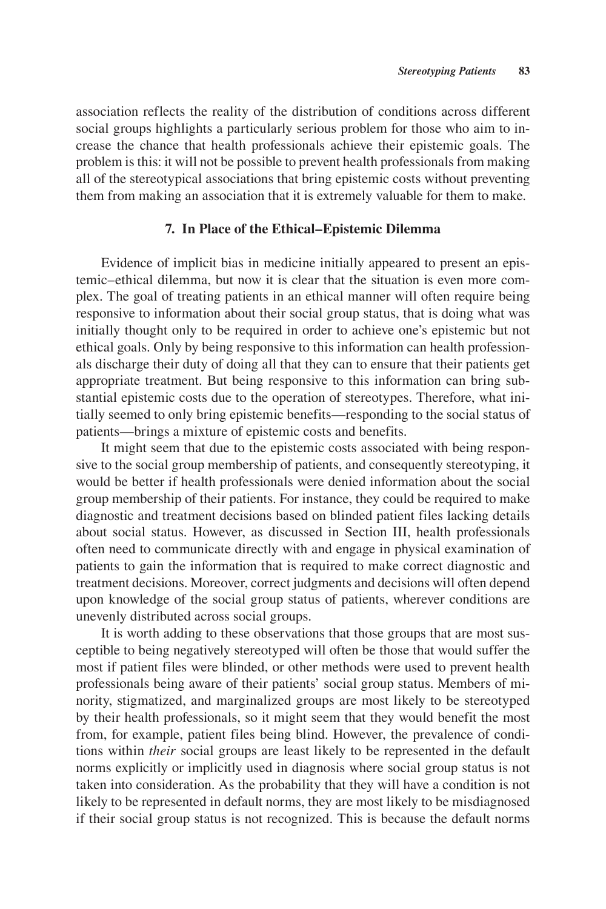association reflects the reality of the distribution of conditions across different social groups highlights a particularly serious problem for those who aim to increase the chance that health professionals achieve their epistemic goals. The problem is this: it will not be possible to prevent health professionals from making all of the stereotypical associations that bring epistemic costs without preventing them from making an association that it is extremely valuable for them to make.

### 7. In Place of the Ethical–Epistemic Dilemma

Evidence of implicit bias in medicine initially appeared to present an epistemic–ethical dilemma, but now it is clear that the situation is even more complex. The goal of treating patients in an ethical manner will often require being responsive to information about their social group status, that is doing what was initially thought only to be required in order to achieve one's epistemic but not ethical goals. Only by being responsive to this information can health professionals discharge their duty of doing all that they can to ensure that their patients get appropriate treatment. But being responsive to this information can bring substantial epistemic costs due to the operation of stereotypes. Therefore, what initially seemed to only bring epistemic benefits—responding to the social status of patients—brings a mixture of epistemic costs and benefits.

It might seem that due to the epistemic costs associated with being responsive to the social group membership of patients, and consequently stereotyping, it would be better if health professionals were denied information about the social group membership of their patients. For instance, they could be required to make diagnostic and treatment decisions based on blinded patient files lacking details about social status. However, as discussed in Section III, health professionals often need to communicate directly with and engage in physical examination of patients to gain the information that is required to make correct diagnostic and treatment decisions. Moreover, correct judgments and decisions will often depend upon knowledge of the social group status of patients, wherever conditions are unevenly distributed across social groups.

It is worth adding to these observations that those groups that are most susceptible to being negatively stereotyped will often be those that would suffer the most if patient files were blinded, or other methods were used to prevent health professionals being aware of their patients' social group status. Members of minority, stigmatized, and marginalized groups are most likely to be stereotyped by their health professionals, so it might seem that they would benefit the most from, for example, patient files being blind. However, the prevalence of conditions within *their* social groups are least likely to be represented in the default norms explicitly or implicitly used in diagnosis where social group status is not taken into consideration. As the probability that they will have a condition is not likely to be represented in default norms, they are most likely to be misdiagnosed if their social group status is not recognized. This is because the default norms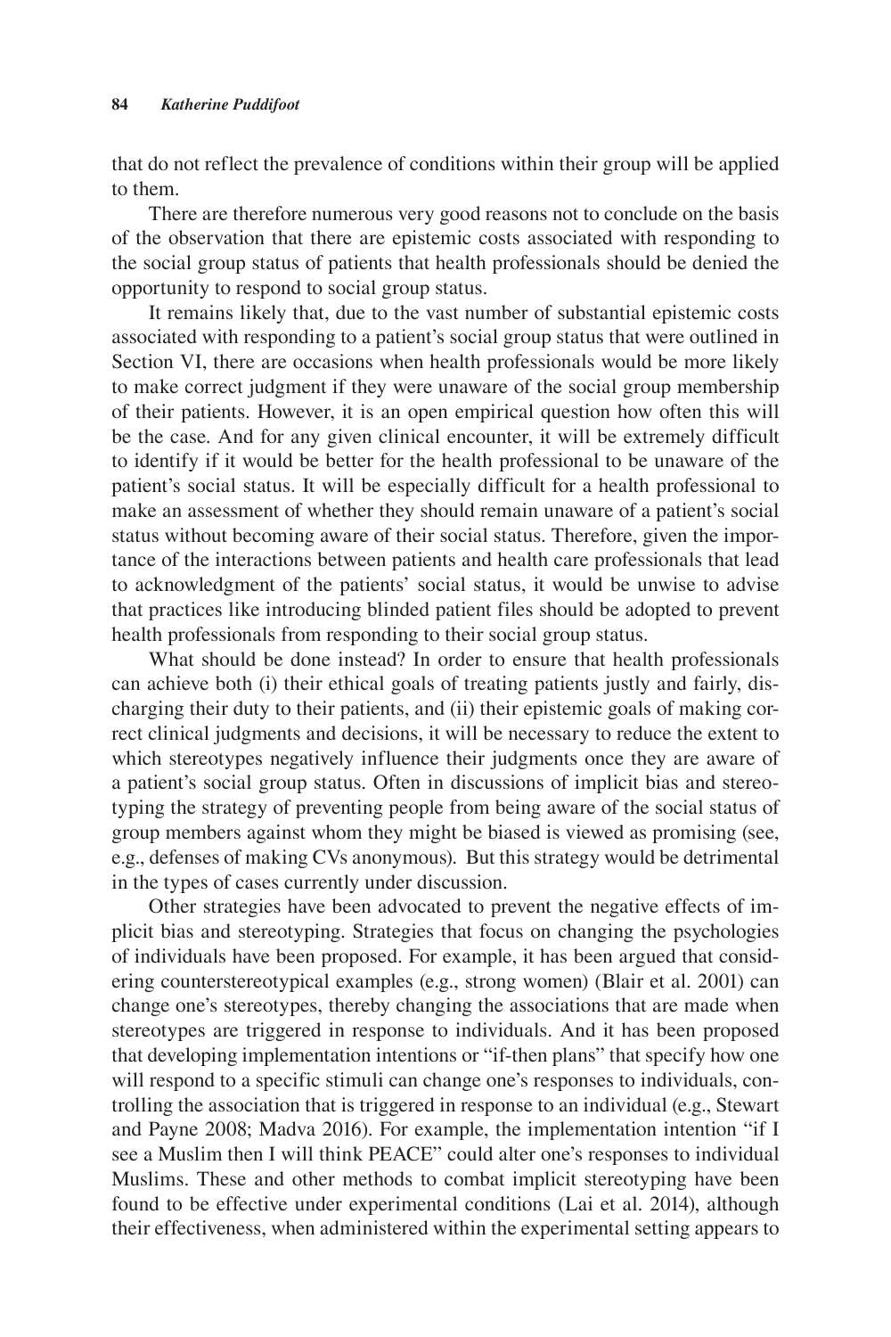that do not reflect the prevalence of conditions within their group will be applied to them.

There are therefore numerous very good reasons not to conclude on the basis of the observation that there are epistemic costs associated with responding to the social group status of patients that health professionals should be denied the opportunity to respond to social group status.

It remains likely that, due to the vast number of substantial epistemic costs associated with responding to a patient's social group status that were outlined in Section VI, there are occasions when health professionals would be more likely to make correct judgment if they were unaware of the social group membership of their patients. However, it is an open empirical question how often this will be the case. And for any given clinical encounter, it will be extremely difficult to identify if it would be better for the health professional to be unaware of the patient's social status. It will be especially difficult for a health professional to make an assessment of whether they should remain unaware of a patient's social status without becoming aware of their social status. Therefore, given the importance of the interactions between patients and health care professionals that lead to acknowledgment of the patients' social status, it would be unwise to advise that practices like introducing blinded patient files should be adopted to prevent health professionals from responding to their social group status.

What should be done instead? In order to ensure that health professionals can achieve both (i) their ethical goals of treating patients justly and fairly, discharging their duty to their patients, and (ii) their epistemic goals of making correct clinical judgments and decisions, it will be necessary to reduce the extent to which stereotypes negatively influence their judgments once they are aware of a patient's social group status. Often in discussions of implicit bias and stereotyping the strategy of preventing people from being aware of the social status of group members against whom they might be biased is viewed as promising (see, e.g., defenses of making CVs anonymous). But this strategy would be detrimental in the types of cases currently under discussion.

Other strategies have been advocated to prevent the negative effects of implicit bias and stereotyping. Strategies that focus on changing the psychologies of individuals have been proposed. For example, it has been argued that considering counterstereotypical examples (e.g., strong women) (Blair et al. 2001) can change one's stereotypes, thereby changing the associations that are made when stereotypes are triggered in response to individuals. And it has been proposed that developing implementation intentions or "if-then plans" that specify how one will respond to a specific stimuli can change one's responses to individuals, controlling the association that is triggered in response to an individual (e.g., Stewart and Payne 2008; Madva 2016). For example, the implementation intention "if I see a Muslim then I will think PEACE" could alter one's responses to individual Muslims. These and other methods to combat implicit stereotyping have been found to be effective under experimental conditions (Lai et al. 2014), although their effectiveness, when administered within the experimental setting appears to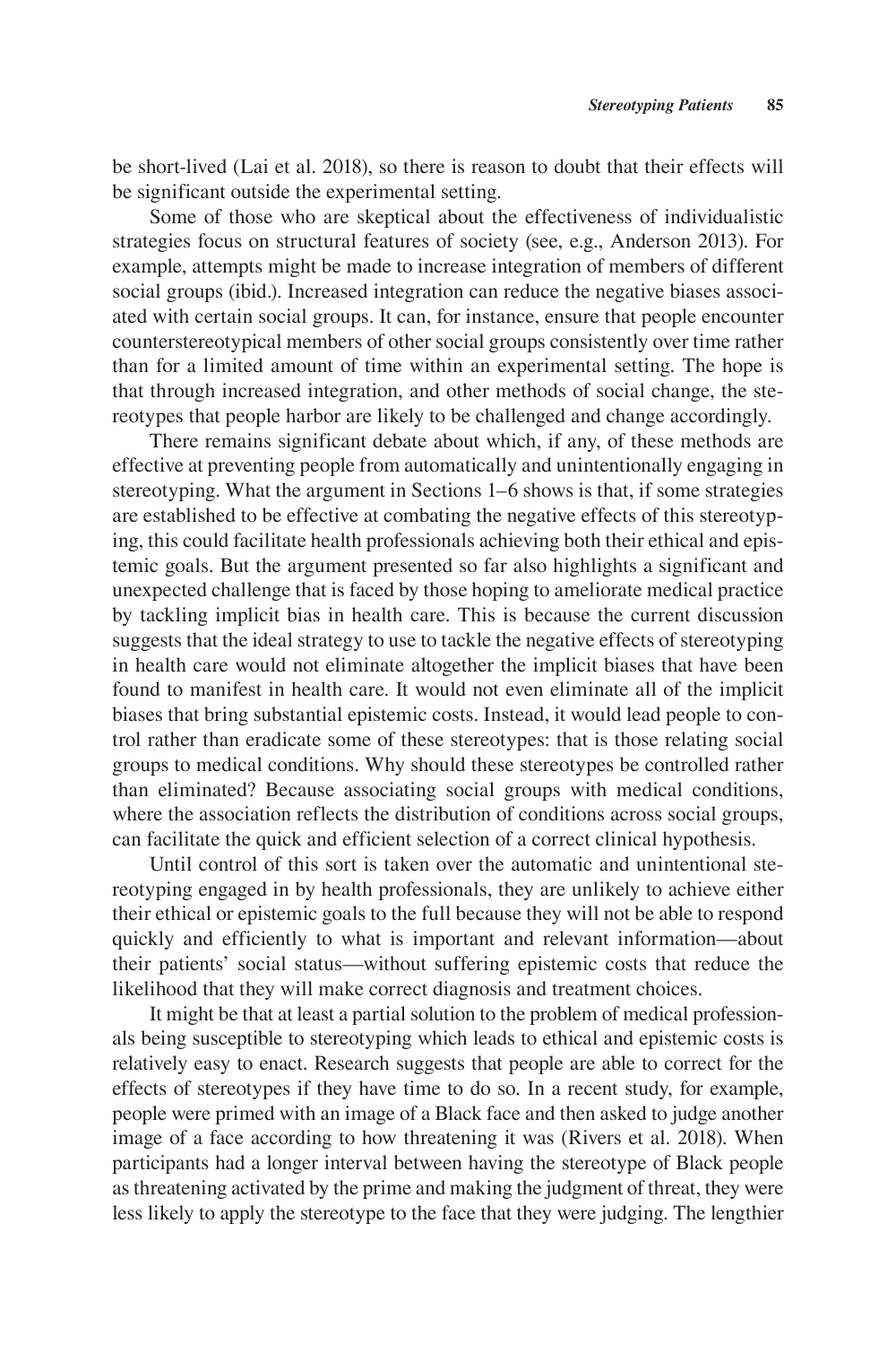be short-lived (Lai et al. 2018), so there is reason to doubt that their effects will be significant outside the experimental setting.

Some of those who are skeptical about the effectiveness of individualistic strategies focus on structural features of society (see, e.g., Anderson 2013). For example, attempts might be made to increase integration of members of different social groups (ibid.). Increased integration can reduce the negative biases associated with certain social groups. It can, for instance, ensure that people encounter counterstereotypical members of other social groups consistently over time rather than for a limited amount of time within an experimental setting. The hope is that through increased integration, and other methods of social change, the stereotypes that people harbor are likely to be challenged and change accordingly.

There remains significant debate about which, if any, of these methods are effective at preventing people from automatically and unintentionally engaging in stereotyping. What the argument in Sections 1–6 shows is that, if some strategies are established to be effective at combating the negative effects of this stereotyping, this could facilitate health professionals achieving both their ethical and epistemic goals. But the argument presented so far also highlights a significant and unexpected challenge that is faced by those hoping to ameliorate medical practice by tackling implicit bias in health care. This is because the current discussion suggests that the ideal strategy to use to tackle the negative effects of stereotyping in health care would not eliminate altogether the implicit biases that have been found to manifest in health care. It would not even eliminate all of the implicit biases that bring substantial epistemic costs. Instead, it would lead people to control rather than eradicate some of these stereotypes: that is those relating social groups to medical conditions. Why should these stereotypes be controlled rather than eliminated? Because associating social groups with medical conditions, where the association reflects the distribution of conditions across social groups, can facilitate the quick and efficient selection of a correct clinical hypothesis.

Until control of this sort is taken over the automatic and unintentional stereotyping engaged in by health professionals, they are unlikely to achieve either their ethical or epistemic goals to the full because they will not be able to respond quickly and efficiently to what is important and relevant information—about their patients' social status—without suffering epistemic costs that reduce the likelihood that they will make correct diagnosis and treatment choices.

It might be that at least a partial solution to the problem of medical professionals being susceptible to stereotyping which leads to ethical and epistemic costs is relatively easy to enact. Research suggests that people are able to correct for the effects of stereotypes if they have time to do so. In a recent study, for example, people were primed with an image of a Black face and then asked to judge another image of a face according to how threatening it was (Rivers et al. 2018). When participants had a longer interval between having the stereotype of Black people as threatening activated by the prime and making the judgment of threat, they were less likely to apply the stereotype to the face that they were judging. The lengthier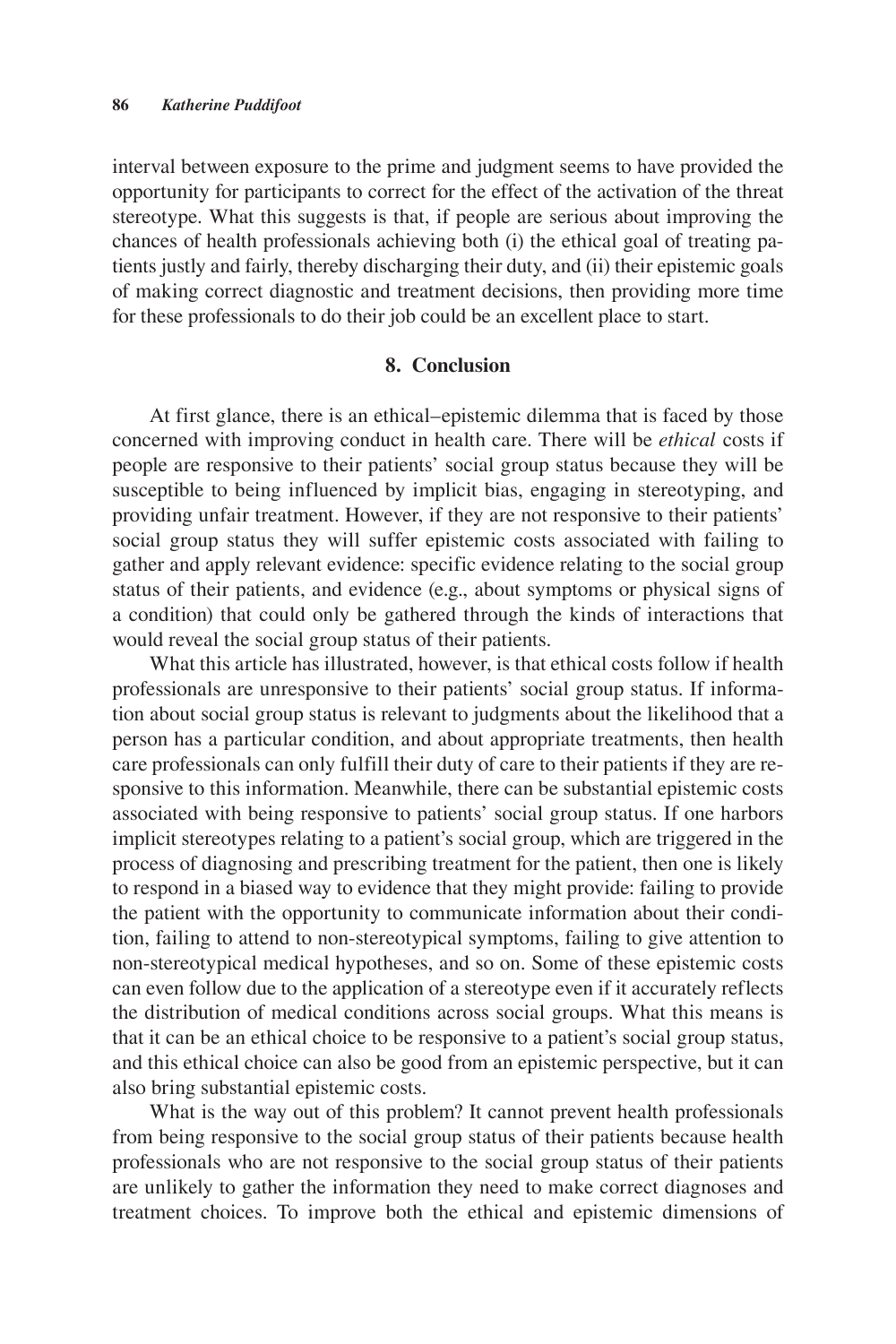interval between exposure to the prime and judgment seems to have provided the opportunity for participants to correct for the effect of the activation of the threat stereotype. What this suggests is that, if people are serious about improving the chances of health professionals achieving both (i) the ethical goal of treating patients justly and fairly, thereby discharging their duty, and (ii) their epistemic goals of making correct diagnostic and treatment decisions, then providing more time for these professionals to do their job could be an excellent place to start.

## 8. Conclusion

At first glance, there is an ethical–epistemic dilemma that is faced by those concerned with improving conduct in health care. There will be *ethical* costs if people are responsive to their patients' social group status because they will be susceptible to being influenced by implicit bias, engaging in stereotyping, and providing unfair treatment. However, if they are not responsive to their patients' social group status they will suffer epistemic costs associated with failing to gather and apply relevant evidence: specific evidence relating to the social group status of their patients, and evidence (e.g., about symptoms or physical signs of a condition) that could only be gathered through the kinds of interactions that would reveal the social group status of their patients.

What this article has illustrated, however, is that ethical costs follow if health professionals are unresponsive to their patients' social group status. If information about social group status is relevant to judgments about the likelihood that a person has a particular condition, and about appropriate treatments, then health care professionals can only fulfill their duty of care to their patients if they are responsive to this information. Meanwhile, there can be substantial epistemic costs associated with being responsive to patients' social group status. If one harbors implicit stereotypes relating to a patient's social group, which are triggered in the process of diagnosing and prescribing treatment for the patient, then one is likely to respond in a biased way to evidence that they might provide: failing to provide the patient with the opportunity to communicate information about their condition, failing to attend to non-stereotypical symptoms, failing to give attention to non-stereotypical medical hypotheses, and so on. Some of these epistemic costs can even follow due to the application of a stereotype even if it accurately reflects the distribution of medical conditions across social groups. What this means is that it can be an ethical choice to be responsive to a patient's social group status, and this ethical choice can also be good from an epistemic perspective, but it can also bring substantial epistemic costs.

What is the way out of this problem? It cannot prevent health professionals from being responsive to the social group status of their patients because health professionals who are not responsive to the social group status of their patients are unlikely to gather the information they need to make correct diagnoses and treatment choices. To improve both the ethical and epistemic dimensions of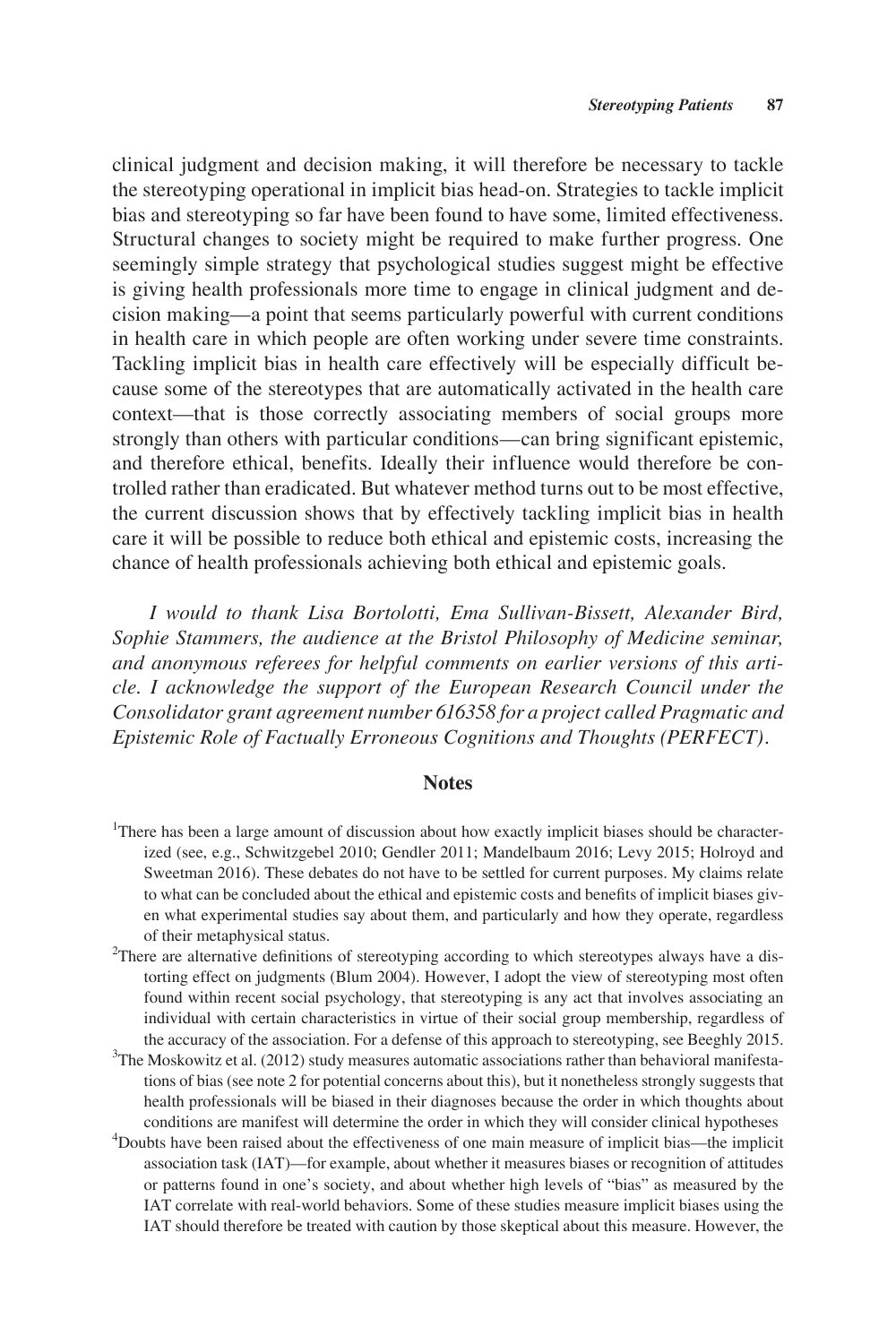clinical judgment and decision making, it will therefore be necessary to tackle the stereotyping operational in implicit bias head-on. Strategies to tackle implicit bias and stereotyping so far have been found to have some, limited effectiveness. Structural changes to society might be required to make further progress. One seemingly simple strategy that psychological studies suggest might be effective is giving health professionals more time to engage in clinical judgment and decision making—a point that seems particularly powerful with current conditions in health care in which people are often working under severe time constraints. Tackling implicit bias in health care effectively will be especially difficult because some of the stereotypes that are automatically activated in the health care context—that is those correctly associating members of social groups more strongly than others with particular conditions—can bring significant epistemic, and therefore ethical, benefits. Ideally their influence would therefore be controlled rather than eradicated. But whatever method turns out to be most effective, the current discussion shows that by effectively tackling implicit bias in health care it will be possible to reduce both ethical and epistemic costs, increasing the chance of health professionals achieving both ethical and epistemic goals.

*I would to thank Lisa Bortolotti, Ema Sullivan-Bissett, Alexander Bird, Sophie Stammers, the audience at the Bristol Philosophy of Medicine seminar, and anonymous referees for helpful comments on earlier versions of this article. I acknowledge the support of the European Research Council under the Consolidator grant agreement number 616358 for a project called Pragmatic and Epistemic Role of Factually Erroneous Cognitions and Thoughts (PERFECT).*

## Notes

[1]There has been a large amount of discussion about how exactly implicit biases should be characterized (see, e.g., Schwitzgebel 2010; Gendler 2011; Mandelbaum 2016; Levy 2015; Holroyd and Sweetman 2016). These debates do not have to be settled for current purposes. My claims relate to what can be concluded about the ethical and epistemic costs and benefits of implicit biases given what experimental studies say about them, and particularly and how they operate, regardless of their metaphysical status.

[2]There are alternative definitions of stereotyping according to which stereotypes always have a distorting effect on judgments (Blum 2004). However, I adopt the view of stereotyping most often found within recent social psychology, that stereotyping is any act that involves associating an individual with certain characteristics in virtue of their social group membership, regardless of the accuracy of the association. For a defense of this approach to stereotyping, see Beeghly 2015.

[3]The Moskowitz et al. (2012) study measures automatic associations rather than behavioral manifestations of bias (see note 2 for potential concerns about this), but it nonetheless strongly suggests that health professionals will be biased in their diagnoses because the order in which thoughts about conditions are manifest will determine the order in which they will consider clinical hypotheses

[4]Doubts have been raised about the effectiveness of one main measure of implicit bias—the implicit association task (IAT)—for example, about whether it measures biases or recognition of attitudes or patterns found in one's society, and about whether high levels of "bias" as measured by the IAT correlate with real-world behaviors. Some of these studies measure implicit biases using the IAT should therefore be treated with caution by those skeptical about this measure. However, the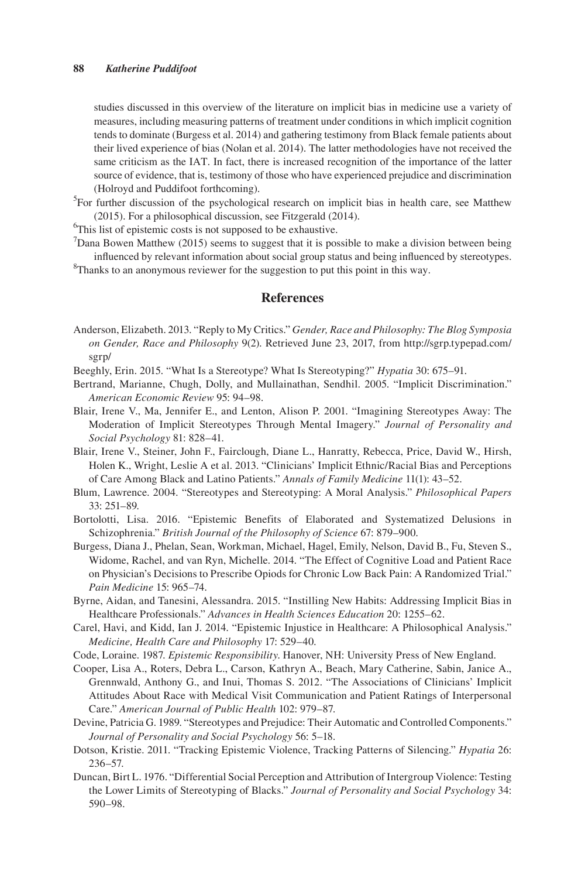studies discussed in this overview of the literature on implicit bias in medicine use a variety of measures, including measuring patterns of treatment under conditions in which implicit cognition tends to dominate (Burgess et al. 2014) and gathering testimony from Black female patients about their lived experience of bias (Nolan et al. 2014). The latter methodologies have not received the same criticism as the IAT. In fact, there is increased recognition of the importance of the latter source of evidence, that is, testimony of those who have experienced prejudice and discrimination (Holroyd and Puddifoot forthcoming).

[5]For further discussion of the psychological research on implicit bias in health care, see Matthew (2015). For a philosophical discussion, see Fitzgerald (2014).

[6]This list of epistemic costs is not supposed to be exhaustive.

[7]Dana Bowen Matthew (2015) seems to suggest that it is possible to make a division between being influenced by relevant information about social group status and being influenced by stereotypes.

[8]Thanks to an anonymous reviewer for the suggestion to put this point in this way.

## References

Anderson, Elizabeth. 2013. "Reply to My Critics." *Gender, Race and Philosophy: The Blog Symposia on Gender, Race and Philosophy* 9(2). Retrieved June 23, 2017, from http://sgrp.typepad.com/sgrp/

Beeghly, Erin. 2015. "What Is a Stereotype? What Is Stereotyping?" *Hypatia* 30: 675–91.

Bertrand, Marianne, Chugh, Dolly, and Mullainathan, Sendhil. 2005. "Implicit Discrimination." *American Economic Review* 95: 94–98.

Blair, Irene V., Ma, Jennifer E., and Lenton, Alison P. 2001. "Imagining Stereotypes Away: The Moderation of Implicit Stereotypes Through Mental Imagery." *Journal of Personality and Social Psychology* 81: 828–41.

Blair, Irene V., Steiner, John F., Fairclough, Diane L., Hanratty, Rebecca, Price, David W., Hirsh, Holen K., Wright, Leslie A et al. 2013. "Clinicians' Implicit Ethnic/Racial Bias and Perceptions of Care Among Black and Latino Patients." *Annals of Family Medicine* 11(1): 43–52.

Blum, Lawrence. 2004. "Stereotypes and Stereotyping: A Moral Analysis." *Philosophical Papers* 33: 251–89.

Bortolotti, Lisa. 2016. "Epistemic Benefits of Elaborated and Systematized Delusions in Schizophrenia." *British Journal of the Philosophy of Science* 67: 879–900.

Burgess, Diana J., Phelan, Sean, Workman, Michael, Hagel, Emily, Nelson, David B., Fu, Steven S., Widome, Rachel, and van Ryn, Michelle. 2014. "The Effect of Cognitive Load and Patient Race on Physician's Decisions to Prescribe Opiods for Chronic Low Back Pain: A Randomized Trial." *Pain Medicine* 15: 965–74.

Byrne, Aidan, and Tanesini, Alessandra. 2015. "Instilling New Habits: Addressing Implicit Bias in Healthcare Professionals." *Advances in Health Sciences Education* 20: 1255–62.

Carel, Havi, and Kidd, Ian J. 2014. "Epistemic Injustice in Healthcare: A Philosophical Analysis." *Medicine, Health Care and Philosophy* 17: 529–40.

Code, Loraine. 1987. *Epistemic Responsibility*. Hanover, NH: University Press of New England.

Cooper, Lisa A., Roters, Debra L., Carson, Kathryn A., Beach, Mary Catherine, Sabin, Janice A., Grennwald, Anthony G., and Inui, Thomas S. 2012. "The Associations of Clinicians' Implicit Attitudes About Race with Medical Visit Communication and Patient Ratings of Interpersonal Care." *American Journal of Public Health* 102: 979–87.

Devine, Patricia G. 1989. "Stereotypes and Prejudice: Their Automatic and Controlled Components." *Journal of Personality and Social Psychology* 56: 5–18.

Dotson, Kristie. 2011. "Tracking Epistemic Violence, Tracking Patterns of Silencing." *Hypatia* 26: 236–57.

Duncan, Birt L. 1976. "Differential Social Perception and Attribution of Intergroup Violence: Testing the Lower Limits of Stereotyping of Blacks." *Journal of Personality and Social Psychology* 34: 590–98.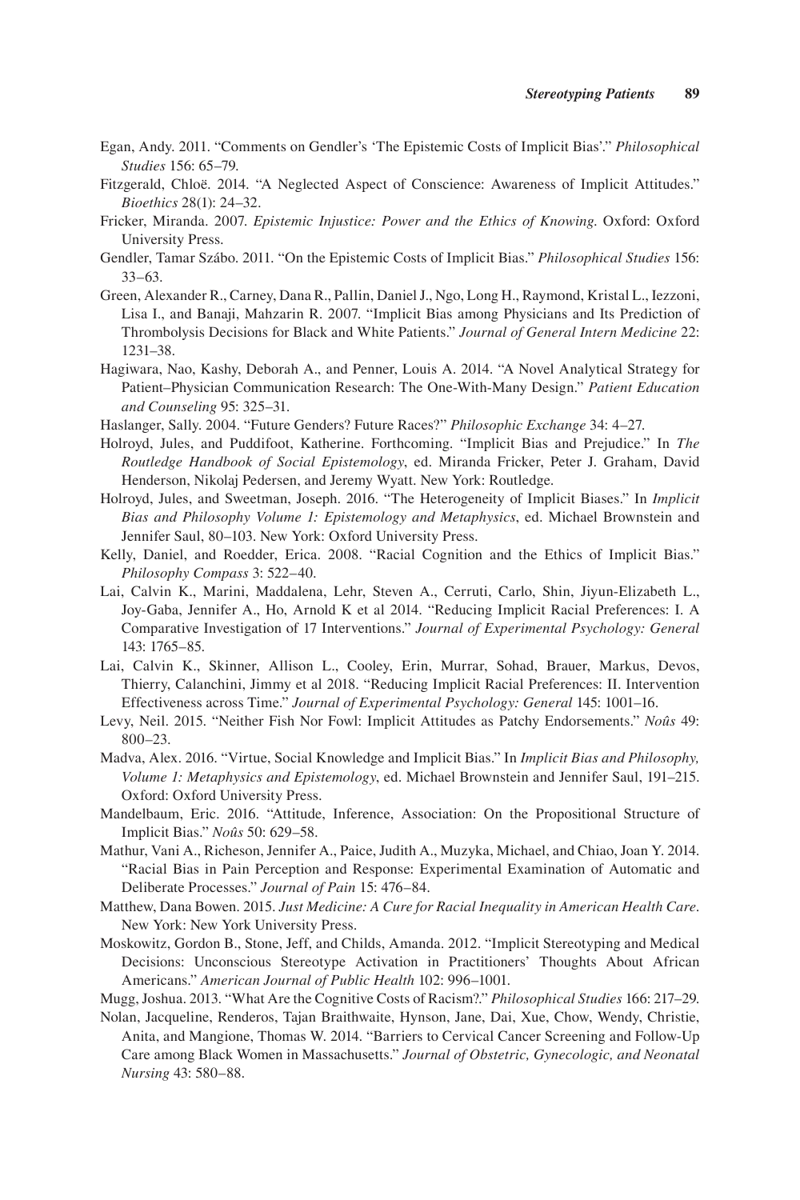Egan, Andy. 2011. "Comments on Gendler's 'The Epistemic Costs of Implicit Bias'." *Philosophical Studies* 156: 65–79.

Fitzgerald, Chloë. 2014. "A Neglected Aspect of Conscience: Awareness of Implicit Attitudes." *Bioethics* 28(1): 24–32.

Fricker, Miranda. 2007. *Epistemic Injustice: Power and the Ethics of Knowing*. Oxford: Oxford University Press.

Gendler, Tamar Szábo. 2011. "On the Epistemic Costs of Implicit Bias." *Philosophical Studies* 156: 33–63.

Green, Alexander R., Carney, Dana R., Pallin, Daniel J., Ngo, Long H., Raymond, Kristal L., Iezzoni, Lisa I., and Banaji, Mahzarin R. 2007. "Implicit Bias among Physicians and Its Prediction of Thrombolysis Decisions for Black and White Patients." *Journal of General Intern Medicine* 22: 1231–38.

Hagiwara, Nao, Kashy, Deborah A., and Penner, Louis A. 2014. "A Novel Analytical Strategy for Patient–Physician Communication Research: The One-With-Many Design." *Patient Education and Counseling* 95: 325–31.

Haslanger, Sally. 2004. "Future Genders? Future Races?" *Philosophic Exchange* 34: 4–27.

Holroyd, Jules, and Puddifoot, Katherine. Forthcoming. "Implicit Bias and Prejudice." In *The Routledge Handbook of Social Epistemology*, ed. Miranda Fricker, Peter J. Graham, David Henderson, Nikolaj Pedersen, and Jeremy Wyatt. New York: Routledge.

Holroyd, Jules, and Sweetman, Joseph. 2016. "The Heterogeneity of Implicit Biases." In *Implicit Bias and Philosophy Volume 1: Epistemology and Metaphysics*, ed. Michael Brownstein and Jennifer Saul, 80–103. New York: Oxford University Press.

Kelly, Daniel, and Roedder, Erica. 2008. "Racial Cognition and the Ethics of Implicit Bias." *Philosophy Compass* 3: 522–40.

Lai, Calvin K., Marini, Maddalena, Lehr, Steven A., Cerruti, Carlo, Shin, Jiyun-Elizabeth L., Joy-Gaba, Jennifer A., Ho, Arnold K et al 2014. "Reducing Implicit Racial Preferences: I. A Comparative Investigation of 17 Interventions." *Journal of Experimental Psychology: General* 143: 1765–85.

Lai, Calvin K., Skinner, Allison L., Cooley, Erin, Murrar, Sohad, Brauer, Markus, Devos, Thierry, Calanchini, Jimmy et al 2018. "Reducing Implicit Racial Preferences: II. Intervention Effectiveness across Time." *Journal of Experimental Psychology: General* 145: 1001–16.

Levy, Neil. 2015. "Neither Fish Nor Fowl: Implicit Attitudes as Patchy Endorsements." *Noûs* 49: 800–23.

Madva, Alex. 2016. "Virtue, Social Knowledge and Implicit Bias." In *Implicit Bias and Philosophy, Volume 1: Metaphysics and Epistemology*, ed. Michael Brownstein and Jennifer Saul, 191–215. Oxford: Oxford University Press.

Mandelbaum, Eric. 2016. "Attitude, Inference, Association: On the Propositional Structure of Implicit Bias." *Noûs* 50: 629–58.

Mathur, Vani A., Richeson, Jennifer A., Paice, Judith A., Muzyka, Michael, and Chiao, Joan Y. 2014. "Racial Bias in Pain Perception and Response: Experimental Examination of Automatic and Deliberate Processes." *Journal of Pain* 15: 476–84.

Matthew, Dana Bowen. 2015. *Just Medicine: A Cure for Racial Inequality in American Health Care*. New York: New York University Press.

Moskowitz, Gordon B., Stone, Jeff, and Childs, Amanda. 2012. "Implicit Stereotyping and Medical Decisions: Unconscious Stereotype Activation in Practitioners' Thoughts About African Americans." *American Journal of Public Health* 102: 996–1001.

Mugg, Joshua. 2013. "What Are the Cognitive Costs of Racism?." *Philosophical Studies* 166: 217–29.

Nolan, Jacqueline, Renderos, Tajan Braithwaite, Hynson, Jane, Dai, Xue, Chow, Wendy, Christie, Anita, and Mangione, Thomas W. 2014. "Barriers to Cervical Cancer Screening and Follow-Up Care among Black Women in Massachusetts." *Journal of Obstetric, Gynecologic, and Neonatal Nursing* 43: 580–88.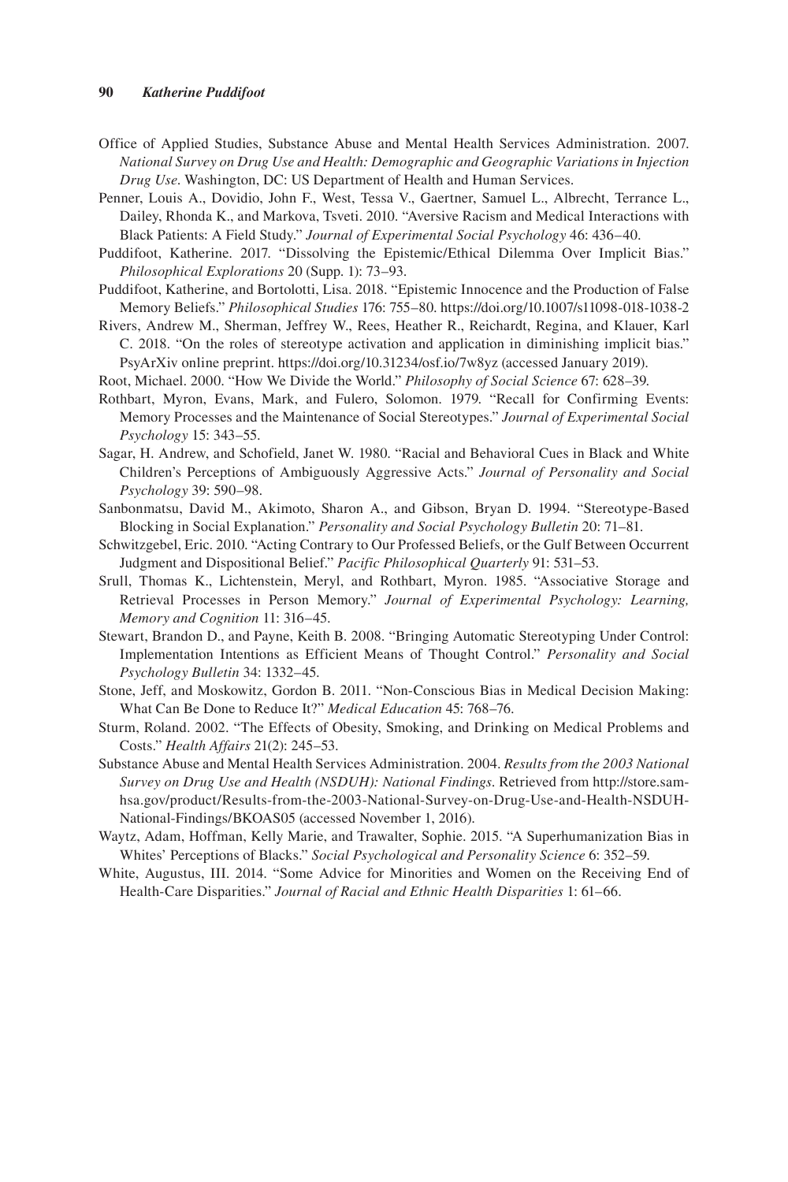Office of Applied Studies, Substance Abuse and Mental Health Services Administration. 2007. *National Survey on Drug Use and Health: Demographic and Geographic Variations in Injection Drug Use*. Washington, DC: US Department of Health and Human Services.

Penner, Louis A., Dovidio, John F., West, Tessa V., Gaertner, Samuel L., Albrecht, Terrance L., Dailey, Rhonda K., and Markova, Tsveti. 2010. "Aversive Racism and Medical Interactions with Black Patients: A Field Study." *Journal of Experimental Social Psychology* 46: 436–40.

Puddifoot, Katherine. 2017. "Dissolving the Epistemic/Ethical Dilemma Over Implicit Bias." *Philosophical Explorations* 20 (Supp. 1): 73–93.

Puddifoot, Katherine, and Bortolotti, Lisa. 2018. "Epistemic Innocence and the Production of False Memory Beliefs." *Philosophical Studies* 176: 755–80. https://doi.org/10.1007/s11098-018-1038-2

Rivers, Andrew M., Sherman, Jeffrey W., Rees, Heather R., Reichardt, Regina, and Klauer, Karl C. 2018. "On the roles of stereotype activation and application in diminishing implicit bias." PsyArXiv online preprint. https://doi.org/10.31234/osf.io/7w8yz (accessed January 2019).

Root, Michael. 2000. "How We Divide the World." *Philosophy of Social Science* 67: 628–39.

Rothbart, Myron, Evans, Mark, and Fulero, Solomon. 1979. "Recall for Confirming Events: Memory Processes and the Maintenance of Social Stereotypes." *Journal of Experimental Social Psychology* 15: 343–55.

Sagar, H. Andrew, and Schofield, Janet W. 1980. "Racial and Behavioral Cues in Black and White Children's Perceptions of Ambiguously Aggressive Acts." *Journal of Personality and Social Psychology* 39: 590–98.

Sanbonmatsu, David M., Akimoto, Sharon A., and Gibson, Bryan D. 1994. "Stereotype-Based Blocking in Social Explanation." *Personality and Social Psychology Bulletin* 20: 71–81.

Schwitzgebel, Eric. 2010. "Acting Contrary to Our Professed Beliefs, or the Gulf Between Occurrent Judgment and Dispositional Belief." *Pacific Philosophical Quarterly* 91: 531–53.

Srull, Thomas K., Lichtenstein, Meryl, and Rothbart, Myron. 1985. "Associative Storage and Retrieval Processes in Person Memory." *Journal of Experimental Psychology: Learning, Memory and Cognition* 11: 316–45.

Stewart, Brandon D., and Payne, Keith B. 2008. "Bringing Automatic Stereotyping Under Control: Implementation Intentions as Efficient Means of Thought Control." *Personality and Social Psychology Bulletin* 34: 1332–45.

Stone, Jeff, and Moskowitz, Gordon B. 2011. "Non-Conscious Bias in Medical Decision Making: What Can Be Done to Reduce It?" *Medical Education* 45: 768–76.

Sturm, Roland. 2002. "The Effects of Obesity, Smoking, and Drinking on Medical Problems and Costs." *Health Affairs* 21(2): 245–53.

Substance Abuse and Mental Health Services Administration. 2004. *Results from the 2003 National Survey on Drug Use and Health (NSDUH): National Findings*. Retrieved from http://store.samhsa.gov/product/Results-from-the-2003-National-Survey-on-Drug-Use-and-Health-NSDUH-National-Findings/BKOAS05 (accessed November 1, 2016).

Waytz, Adam, Hoffman, Kelly Marie, and Trawalter, Sophie. 2015. "A Superhumanization Bias in Whites' Perceptions of Blacks." *Social Psychological and Personality Science* 6: 352–59.

White, Augustus, III. 2014. "Some Advice for Minorities and Women on the Receiving End of Health-Care Disparities." *Journal of Racial and Ethnic Health Disparities* 1: 61–66.